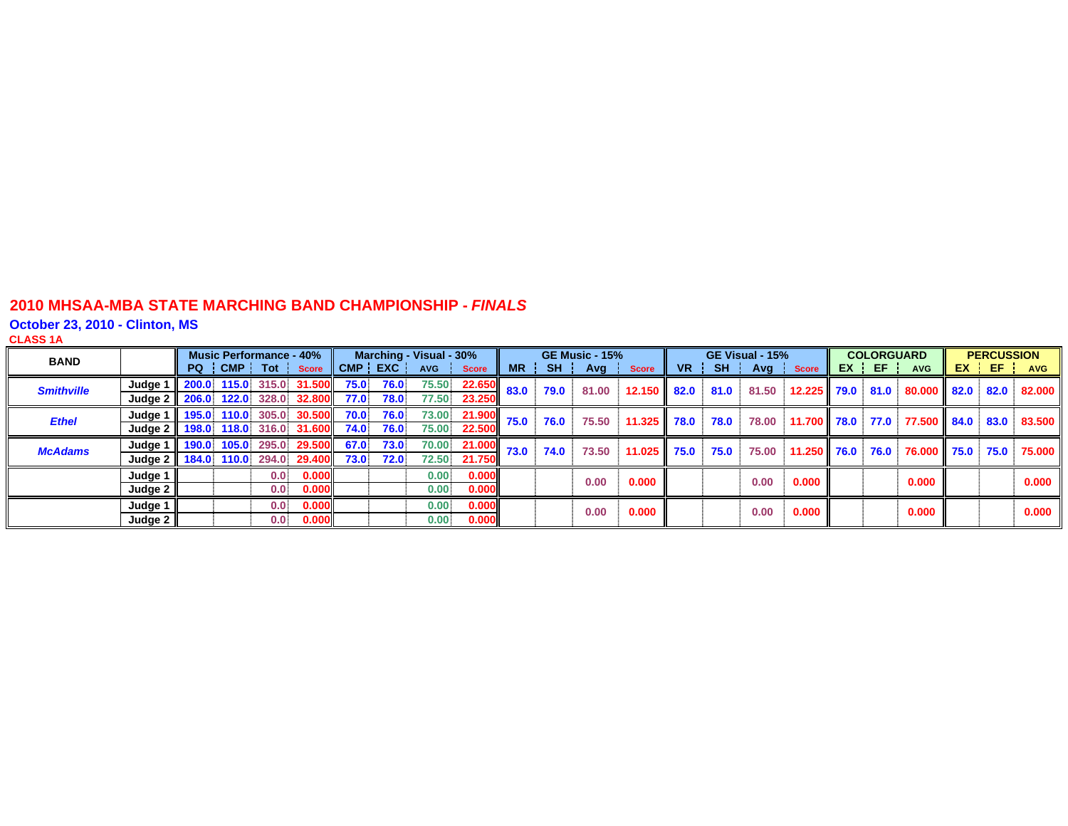# 2010 MHSAA-MBA STATE MARCHING BAND CHAMPIONSHIP - *FINALS*

**October 23, 2010 - Clinton, MS**

**CLASS 1A**

| BAND | | Music Performance - 40% | | | | Marching - Visual - 30% | | | | GE Music - 15% | | | | GE Visual - 15% | | | | COLORGUARD | | | PERCUSSION | | |
|---|---|---|---|---|---|---|---|---|---|---|---|---|---|---|---|---|---|---|---|---|---|---|---|
| | | PQ | CMP | Tot | Score | CMP | EXC | AVG | Score | MR | SH | Avg | Score | VR | SH | Avg | Score | EX | EF | AVG | EX | EF | AVG |
| *Smithville* | Judge 1 | 200.0 | 115.0 | 315.0 | 31.500 | 75.0 | 76.0 | 75.50 | 22.650 | 83.0 | 79.0 | 81.00 | 12.150 | 82.0 | 81.0 | 81.50 | 12.225 | 79.0 | 81.0 | 80.000 | 82.0 | 82.0 | 82.000 |
| | Judge 2 | 206.0 | 122.0 | 328.0 | 32.800 | 77.0 | 78.0 | 77.50 | 23.250 | | | | | | | | | | | | | | |
| *Ethel* | Judge 1 | 195.0 | 110.0 | 305.0 | 30.500 | 70.0 | 76.0 | 73.00 | 21.900 | 75.0 | 76.0 | 75.50 | 11.325 | 78.0 | 78.0 | 78.00 | 11.700 | 78.0 | 77.0 | 77.500 | 84.0 | 83.0 | 83.500 |
| | Judge 2 | 198.0 | 118.0 | 316.0 | 31.600 | 74.0 | 76.0 | 75.00 | 22.500 | | | | | | | | | | | | | | |
| *McAdams* | Judge 1 | 190.0 | 105.0 | 295.0 | 29.500 | 67.0 | 73.0 | 70.00 | 21.000 | 73.0 | 74.0 | 73.50 | 11.025 | 75.0 | 75.0 | 75.00 | 11.250 | 76.0 | 76.0 | 76.000 | 75.0 | 75.0 | 75.000 |
| | Judge 2 | 184.0 | 110.0 | 294.0 | 29.400 | 73.0 | 72.0 | 72.50 | 21.750 | | | | | | | | | | | | | | |
| | Judge 1 | | | 0.0 | 0.000 | | | 0.00 | 0.000 | | | 0.00 | 0.000 | | | 0.00 | 0.000 | | | 0.000 | | | 0.000 |
| | Judge 2 | | | 0.0 | 0.000 | | | 0.00 | 0.000 | | | | | | | | | | | | | | |
| | Judge 1 | | | 0.0 | 0.000 | | | 0.00 | 0.000 | | | 0.00 | 0.000 | | | 0.00 | 0.000 | | | 0.000 | | | 0.000 |
| | Judge 2 | | | 0.0 | 0.000 | | | 0.00 | 0.000 | | | | | | | | | | | | | | |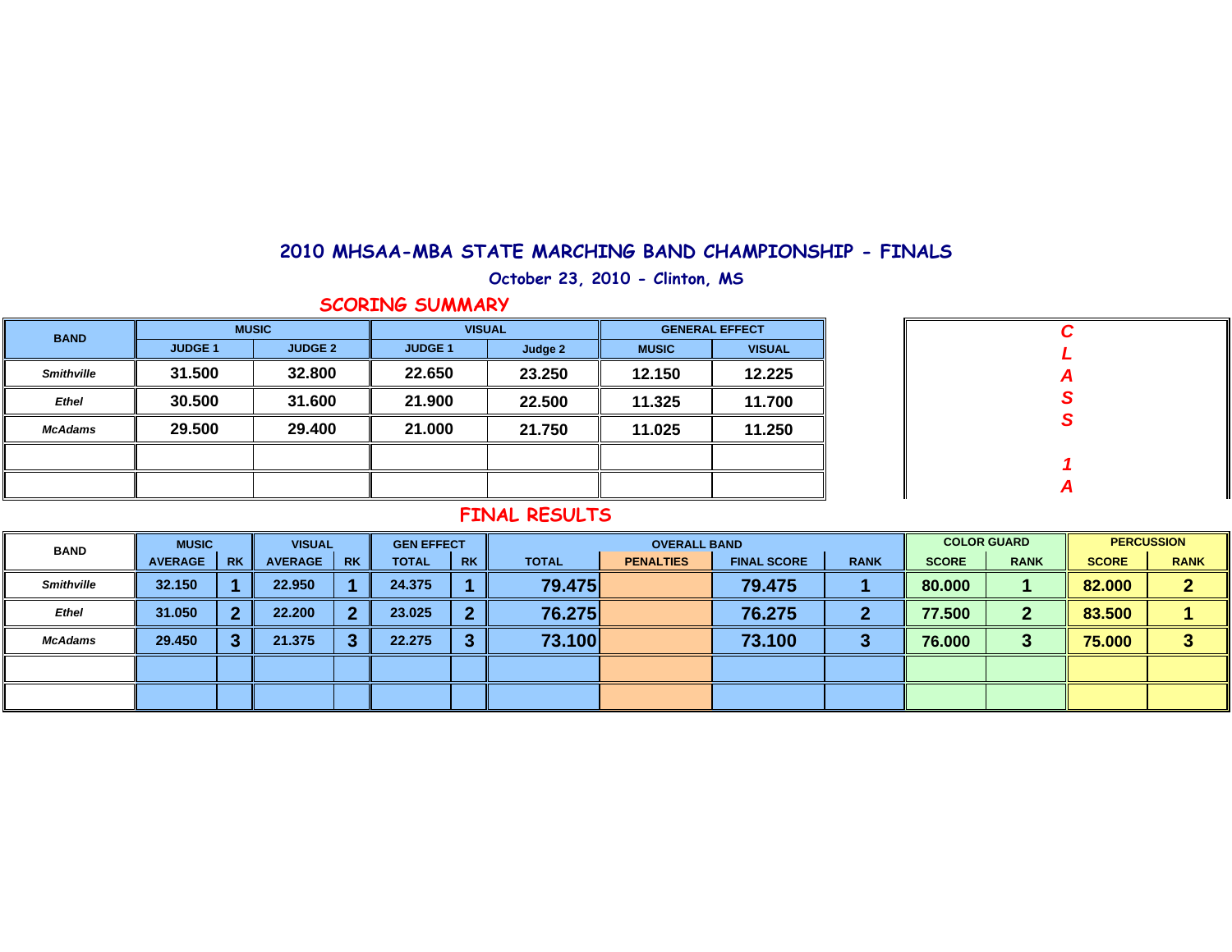# 2010 MHSAA-MBA STATE MARCHING BAND CHAMPIONSHIP - FINALS

**October 23, 2010 - Clinton, MS**

**CLASS 1A**

## SCORING SUMMARY

| BAND | MUSIC | | VISUAL | | GENERAL EFFECT | |
|---|---|---|---|---|---|---|
| | JUDGE 1 | JUDGE 2 | JUDGE 1 | Judge 2 | MUSIC | VISUAL |
| *Smithville* | 31.500 | 32.800 | 22.650 | 23.250 | 12.150 | 12.225 |
| *Ethel* | 30.500 | 31.600 | 21.900 | 22.500 | 11.325 | 11.700 |
| *McAdams* | 29.500 | 29.400 | 21.000 | 21.750 | 11.025 | 11.250 |
| | | | | | | |
| | | | | | | |

## FINAL RESULTS

| BAND | MUSIC | | VISUAL | | GEN EFFECT | | OVERALL BAND | | | | COLOR GUARD | | PERCUSSION | |
|---|---|---|---|---|---|---|---|---|---|---|---|---|---|---|
| | AVERAGE | RK | AVERAGE | RK | TOTAL | RK | TOTAL | PENALTIES | FINAL SCORE | RANK | SCORE | RANK | SCORE | RANK |
| *Smithville* | 32.150 | 1 | 22.950 | 1 | 24.375 | 1 | 79.475 | | 79.475 | 1 | 80.000 | 1 | 82.000 | 2 |
| *Ethel* | 31.050 | 2 | 22.200 | 2 | 23.025 | 2 | 76.275 | | 76.275 | 2 | 77.500 | 2 | 83.500 | 1 |
| *McAdams* | 29.450 | 3 | 21.375 | 3 | 22.275 | 3 | 73.100 | | 73.100 | 3 | 76.000 | 3 | 75.000 | 3 |
| | | | | | | | | | | | | | | |
| | | | | | | | | | | | | | | |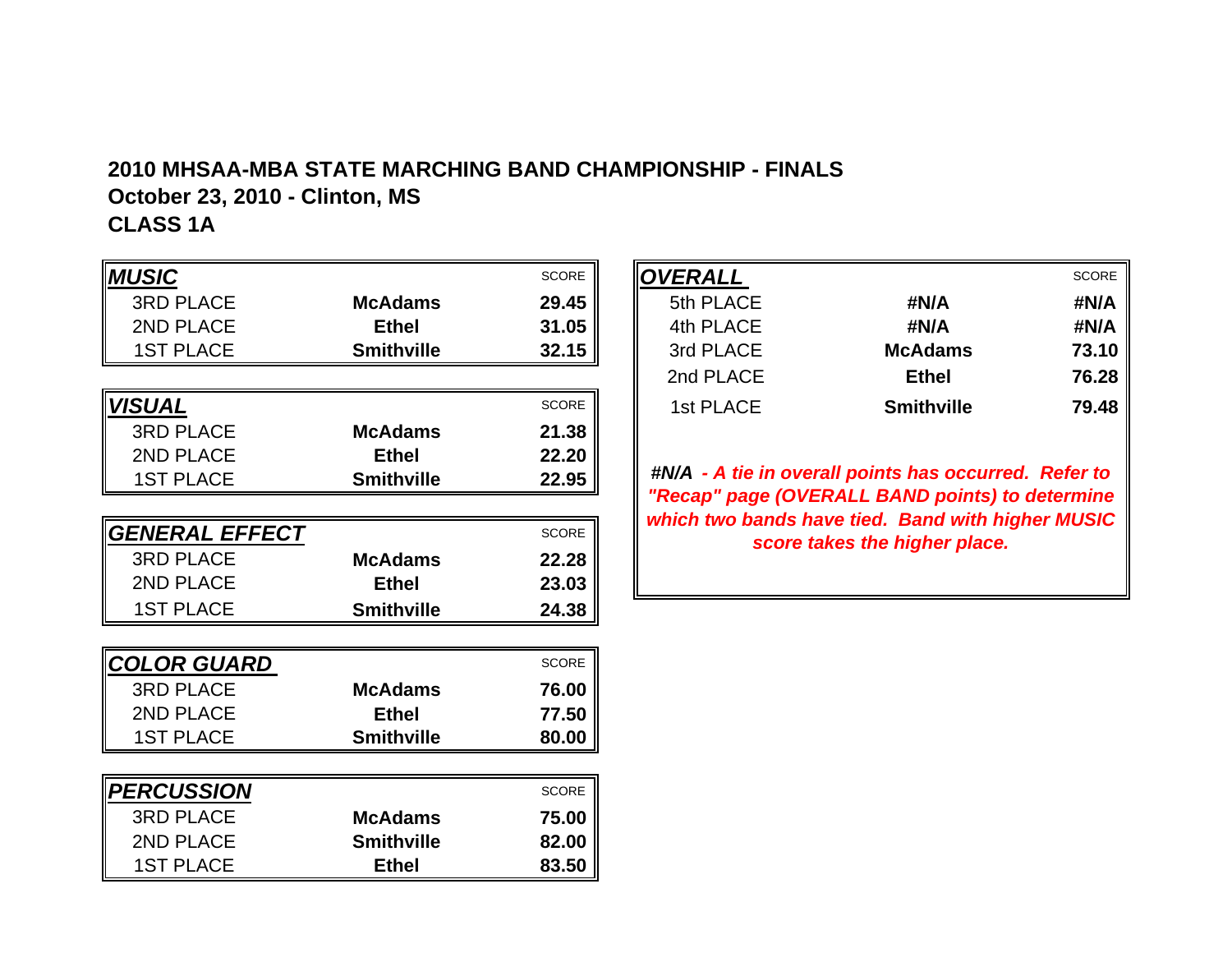**2010 MHSAA-MBA STATE MARCHING BAND CHAMPIONSHIP - FINALS**
**October 23, 2010 - Clinton, MS**
**CLASS 1A**

| ***MUSIC*** | | SCORE |
|---|---|---|
| 3RD PLACE | **McAdams** | **29.45** |
| 2ND PLACE | **Ethel** | **31.05** |
| 1ST PLACE | **Smithville** | **32.15** |

| ***VISUAL*** | | SCORE |
|---|---|---|
| 3RD PLACE | **McAdams** | **21.38** |
| 2ND PLACE | **Ethel** | **22.20** |
| 1ST PLACE | **Smithville** | **22.95** |

| ***GENERAL EFFECT*** | | SCORE |
|---|---|---|
| 3RD PLACE | **McAdams** | **22.28** |
| 2ND PLACE | **Ethel** | **23.03** |
| 1ST PLACE | **Smithville** | **24.38** |

| ***COLOR GUARD*** | | SCORE |
|---|---|---|
| 3RD PLACE | **McAdams** | **76.00** |
| 2ND PLACE | **Ethel** | **77.50** |
| 1ST PLACE | **Smithville** | **80.00** |

| ***PERCUSSION*** | | SCORE |
|---|---|---|
| 3RD PLACE | **McAdams** | **75.00** |
| 2ND PLACE | **Smithville** | **82.00** |
| 1ST PLACE | **Ethel** | **83.50** |

| ***OVERALL*** | | SCORE |
|---|---|---|
| 5th PLACE | **#N/A** | **#N/A** |
| 4th PLACE | **#N/A** | **#N/A** |
| 3rd PLACE | **McAdams** | **73.10** |
| 2nd PLACE | **Ethel** | **76.28** |
| 1st PLACE | **Smithville** | **79.48** |

***#N/A - A tie in overall points has occurred. Refer to "Recap" page (OVERALL BAND points) to determine which two bands have tied. Band with higher MUSIC score takes the higher place.***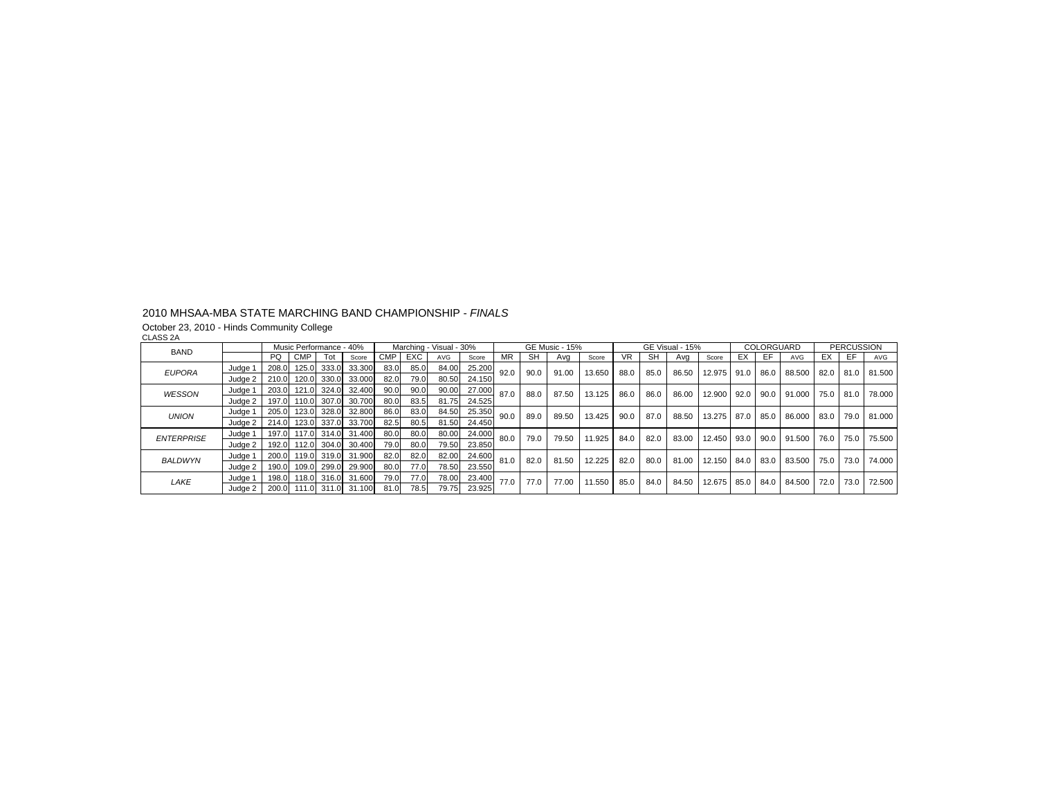2010 MHSAA-MBA STATE MARCHING BAND CHAMPIONSHIP - *FINALS*

October 23, 2010 - Hinds Community College

CLASS 2A

| BAND | | Music Performance - 40% | | | | Marching - Visual - 30% | | | | GE Music - 15% | | | | GE Visual - 15% | | | | COLORGUARD | | | PERCUSSION | | |
|---|---|---|---|---|---|---|---|---|---|---|---|---|---|---|---|---|---|---|---|---|---|---|---|
| | | PQ | CMP | Tot | Score | CMP | EXC | AVG | Score | MR | SH | Avg | Score | VR | SH | Avg | Score | EX | EF | AVG | EX | EF | AVG |
| *EUPORA* | Judge 1 | 208.0 | 125.0 | 333.0 | 33.300 | 83.0 | 85.0 | 84.00 | 25.200 | 92.0 | 90.0 | 91.00 | 13.650 | 88.0 | 85.0 | 86.50 | 12.975 | 91.0 | 86.0 | 88.500 | 82.0 | 81.0 | 81.500 |
| | Judge 2 | 210.0 | 120.0 | 330.0 | 33.000 | 82.0 | 79.0 | 80.50 | 24.150 | | | | | | | | | | | | | | |
| *WESSON* | Judge 1 | 203.0 | 121.0 | 324.0 | 32.400 | 90.0 | 90.0 | 90.00 | 27.000 | 87.0 | 88.0 | 87.50 | 13.125 | 86.0 | 86.0 | 86.00 | 12.900 | 92.0 | 90.0 | 91.000 | 75.0 | 81.0 | 78.000 |
| | Judge 2 | 197.0 | 110.0 | 307.0 | 30.700 | 80.0 | 83.5 | 81.75 | 24.525 | | | | | | | | | | | | | | |
| *UNION* | Judge 1 | 205.0 | 123.0 | 328.0 | 32.800 | 86.0 | 83.0 | 84.50 | 25.350 | 90.0 | 89.0 | 89.50 | 13.425 | 90.0 | 87.0 | 88.50 | 13.275 | 87.0 | 85.0 | 86.000 | 83.0 | 79.0 | 81.000 |
| | Judge 2 | 214.0 | 123.0 | 337.0 | 33.700 | 82.5 | 80.5 | 81.50 | 24.450 | | | | | | | | | | | | | | |
| *ENTERPRISE* | Judge 1 | 197.0 | 117.0 | 314.0 | 31.400 | 80.0 | 80.0 | 80.00 | 24.000 | 80.0 | 79.0 | 79.50 | 11.925 | 84.0 | 82.0 | 83.00 | 12.450 | 93.0 | 90.0 | 91.500 | 76.0 | 75.0 | 75.500 |
| | Judge 2 | 192.0 | 112.0 | 304.0 | 30.400 | 79.0 | 80.0 | 79.50 | 23.850 | | | | | | | | | | | | | | |
| *BALDWYN* | Judge 1 | 200.0 | 119.0 | 319.0 | 31.900 | 82.0 | 82.0 | 82.00 | 24.600 | 81.0 | 82.0 | 81.50 | 12.225 | 82.0 | 80.0 | 81.00 | 12.150 | 84.0 | 83.0 | 83.500 | 75.0 | 73.0 | 74.000 |
| | Judge 2 | 190.0 | 109.0 | 299.0 | 29.900 | 80.0 | 77.0 | 78.50 | 23.550 | | | | | | | | | | | | | | |
| *LAKE* | Judge 1 | 198.0 | 118.0 | 316.0 | 31.600 | 79.0 | 77.0 | 78.00 | 23.400 | 77.0 | 77.0 | 77.00 | 11.550 | 85.0 | 84.0 | 84.50 | 12.675 | 85.0 | 84.0 | 84.500 | 72.0 | 73.0 | 72.500 |
| | Judge 2 | 200.0 | 111.0 | 311.0 | 31.100 | 81.0 | 78.5 | 79.75 | 23.925 | | | | | | | | | | | | | | |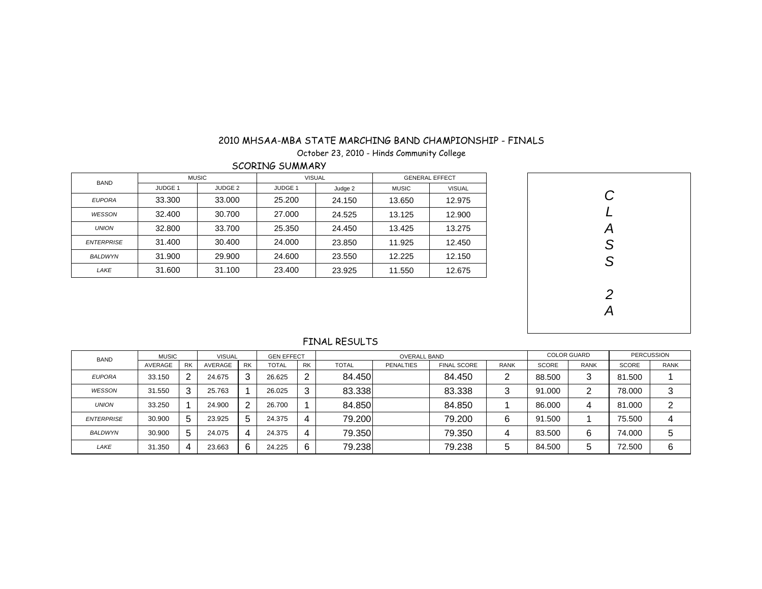# 2010 MHSAA-MBA STATE MARCHING BAND CHAMPIONSHIP - FINALS

October 23, 2010 - Hinds Community College

## SCORING SUMMARY

| BAND | MUSIC | | VISUAL | | GENERAL EFFECT | |
|---|---|---|---|---|---|---|
| | JUDGE 1 | JUDGE 2 | JUDGE 1 | Judge 2 | MUSIC | VISUAL |
| *EUPORA* | 33.300 | 33.000 | 25.200 | 24.150 | 13.650 | 12.975 |
| *WESSON* | 32.400 | 30.700 | 27.000 | 24.525 | 13.125 | 12.900 |
| *UNION* | 32.800 | 33.700 | 25.350 | 24.450 | 13.425 | 13.275 |
| *ENTERPRISE* | 31.400 | 30.400 | 24.000 | 23.850 | 11.925 | 12.450 |
| *BALDWYN* | 31.900 | 29.900 | 24.600 | 23.550 | 12.225 | 12.150 |
| *LAKE* | 31.600 | 31.100 | 23.400 | 23.925 | 11.550 | 12.675 |

*CLASS 2A*

## FINAL RESULTS

| BAND | MUSIC | | VISUAL | | GEN EFFECT | | OVERALL BAND | | | | COLOR GUARD | | PERCUSSION | |
|---|---|---|---|---|---|---|---|---|---|---|---|---|---|---|
| | AVERAGE | RK | AVERAGE | RK | TOTAL | RK | TOTAL | PENALTIES | FINAL SCORE | RANK | SCORE | RANK | SCORE | RANK |
| *EUPORA* | 33.150 | 2 | 24.675 | 3 | 26.625 | 2 | 84.450 | | 84.450 | 2 | 88.500 | 3 | 81.500 | 1 |
| *WESSON* | 31.550 | 3 | 25.763 | 1 | 26.025 | 3 | 83.338 | | 83.338 | 3 | 91.000 | 2 | 78.000 | 3 |
| *UNION* | 33.250 | 1 | 24.900 | 2 | 26.700 | 1 | 84.850 | | 84.850 | 1 | 86.000 | 4 | 81.000 | 2 |
| *ENTERPRISE* | 30.900 | 5 | 23.925 | 5 | 24.375 | 4 | 79.200 | | 79.200 | 6 | 91.500 | 1 | 75.500 | 4 |
| *BALDWYN* | 30.900 | 5 | 24.075 | 4 | 24.375 | 4 | 79.350 | | 79.350 | 4 | 83.500 | 6 | 74.000 | 5 |
| *LAKE* | 31.350 | 4 | 23.663 | 6 | 24.225 | 6 | 79.238 | | 79.238 | 5 | 84.500 | 5 | 72.500 | 6 |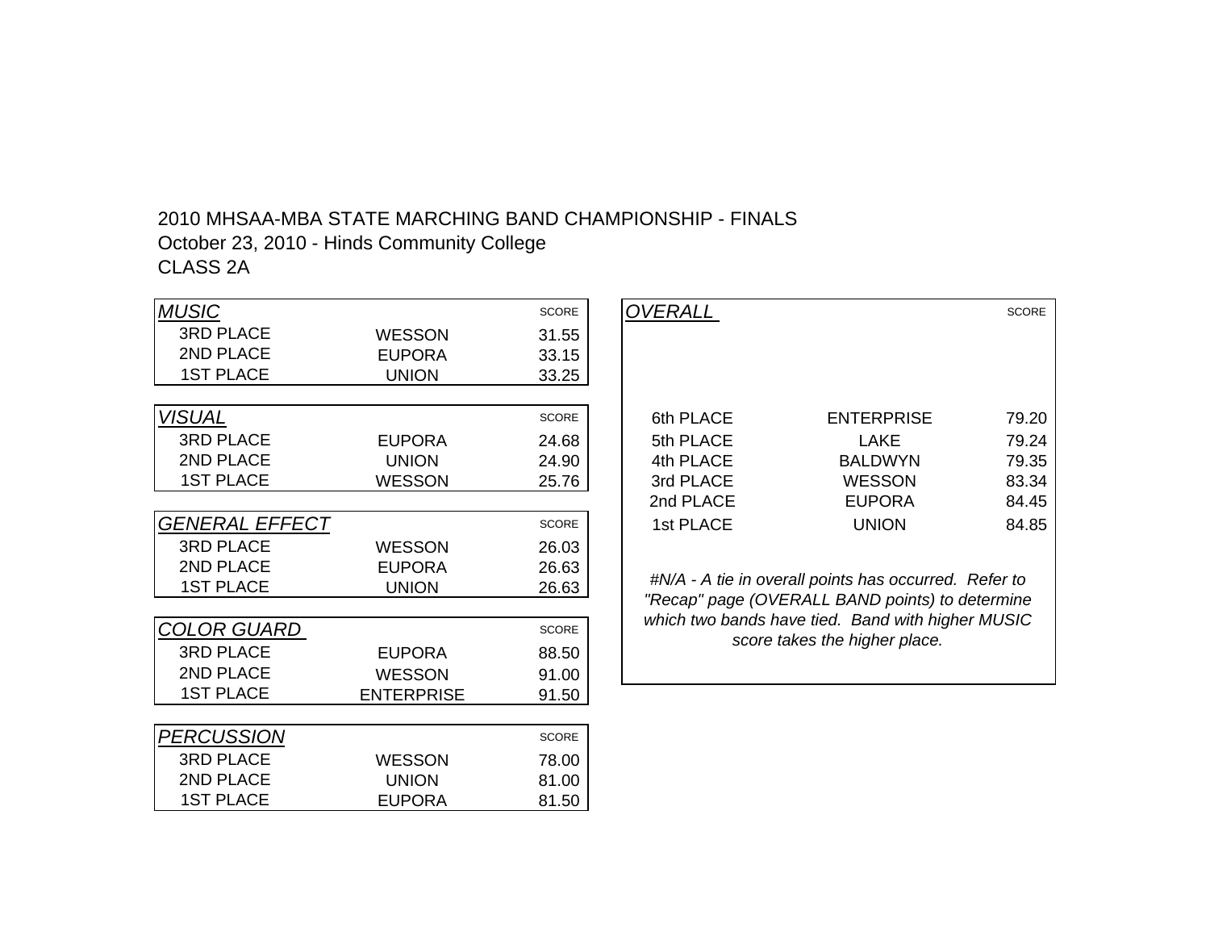2010 MHSAA-MBA STATE MARCHING BAND CHAMPIONSHIP - FINALS
October 23, 2010 - Hinds Community College
CLASS 2A

| *MUSIC* | | SCORE |
|---|---|---|
| 3RD PLACE | WESSON | 31.55 |
| 2ND PLACE | EUPORA | 33.15 |
| 1ST PLACE | UNION | 33.25 |

| *VISUAL* | | SCORE |
|---|---|---|
| 3RD PLACE | EUPORA | 24.68 |
| 2ND PLACE | UNION | 24.90 |
| 1ST PLACE | WESSON | 25.76 |

| *GENERAL EFFECT* | | SCORE |
|---|---|---|
| 3RD PLACE | WESSON | 26.03 |
| 2ND PLACE | EUPORA | 26.63 |
| 1ST PLACE | UNION | 26.63 |

| *COLOR GUARD* | | SCORE |
|---|---|---|
| 3RD PLACE | EUPORA | 88.50 |
| 2ND PLACE | WESSON | 91.00 |
| 1ST PLACE | ENTERPRISE | 91.50 |

| *PERCUSSION* | | SCORE |
|---|---|---|
| 3RD PLACE | WESSON | 78.00 |
| 2ND PLACE | UNION | 81.00 |
| 1ST PLACE | EUPORA | 81.50 |

| *OVERALL* | | SCORE |
|---|---|---|
| 6th PLACE | ENTERPRISE | 79.20 |
| 5th PLACE | LAKE | 79.24 |
| 4th PLACE | BALDWYN | 79.35 |
| 3rd PLACE | WESSON | 83.34 |
| 2nd PLACE | EUPORA | 84.45 |
| 1st PLACE | UNION | 84.85 |

*#N/A - A tie in overall points has occurred. Refer to "Recap" page (OVERALL BAND points) to determine which two bands have tied. Band with higher MUSIC score takes the higher place.*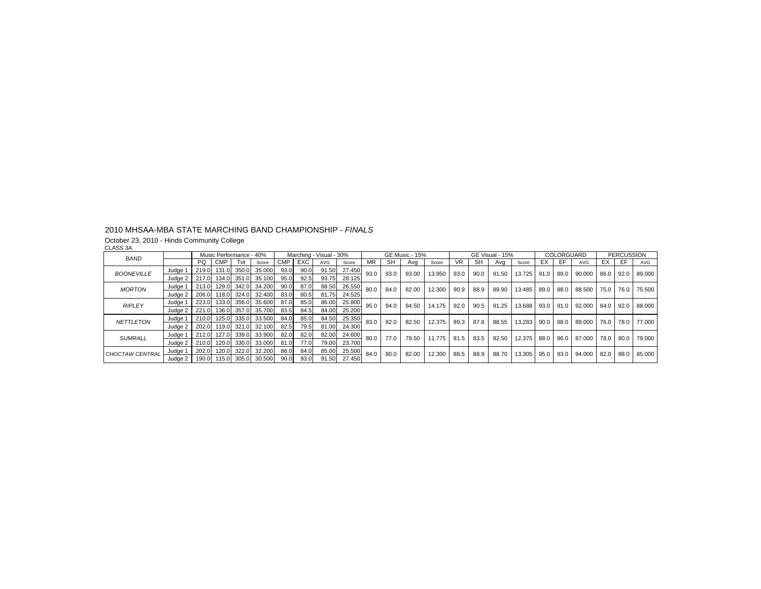2010 MHSAA-MBA STATE MARCHING BAND CHAMPIONSHIP - *FINALS*

October 23, 2010 - Hinds Community College

CLASS 3A

| BAND | | Music Performance - 40% | | | | Marching - Visual - 30% | | | | GE Music - 15% | | | | GE Visual - 15% | | | | COLORGUARD | | | PERCUSSION | | |
|---|---|---|---|---|---|---|---|---|---|---|---|---|---|---|---|---|---|---|---|---|---|---|---|
| | | PQ | CMP | Tot | Score | CMP | EXC | AVG | Score | MR | SH | Avg | Score | VR | SH | Avg | Score | EX | EF | AVG | EX | EF | AVG |
| *BOONEVILLE* | Judge 1 | 219.0 | 131.0 | 350.0 | 35.000 | 93.0 | 90.0 | 91.50 | 27.450 | 93.0 | 93.0 | 93.00 | 13.950 | 93.0 | 90.0 | 91.50 | 13.725 | 91.0 | 89.0 | 90.000 | 86.0 | 92.0 | 89.000 |
| | Judge 2 | 217.0 | 134.0 | 351.0 | 35.100 | 95.0 | 92.5 | 93.75 | 28.125 | | | | | | | | | | | | | | |
| *MORTON* | Judge 1 | 213.0 | 129.0 | 342.0 | 34.200 | 90.0 | 87.0 | 88.50 | 26.550 | 80.0 | 84.0 | 82.00 | 12.300 | 90.9 | 88.9 | 89.90 | 13.485 | 89.0 | 88.0 | 88.500 | 75.0 | 76.0 | 75.500 |
| | Judge 2 | 206.0 | 118.0 | 324.0 | 32.400 | 83.0 | 80.5 | 81.75 | 24.525 | | | | | | | | | | | | | | |
| *RIPLEY* | Judge 1 | 223.0 | 133.0 | 356.0 | 35.600 | 87.0 | 85.0 | 86.00 | 25.800 | 95.0 | 94.0 | 94.50 | 14.175 | 92.0 | 90.5 | 91.25 | 13.688 | 93.0 | 91.0 | 92.000 | 84.0 | 92.0 | 88.000 |
| | Judge 2 | 221.0 | 136.0 | 357.0 | 35.700 | 83.5 | 84.5 | 84.00 | 25.200 | | | | | | | | | | | | | | |
| *NETTLETON* | Judge 1 | 210.0 | 125.0 | 335.0 | 33.500 | 84.0 | 85.0 | 84.50 | 25.350 | 83.0 | 82.0 | 82.50 | 12.375 | 89.3 | 87.8 | 88.55 | 13.283 | 90.0 | 88.0 | 89.000 | 76.0 | 78.0 | 77.000 |
| | Judge 2 | 202.0 | 119.0 | 321.0 | 32.100 | 82.5 | 79.5 | 81.00 | 24.300 | | | | | | | | | | | | | | |
| *SUMRALL* | Judge 1 | 212.0 | 127.0 | 339.0 | 33.900 | 82.0 | 82.0 | 82.00 | 24.600 | 80.0 | 77.0 | 78.50 | 11.775 | 81.5 | 83.5 | 82.50 | 12.375 | 88.0 | 86.0 | 87.000 | 78.0 | 80.0 | 79.000 |
| | Judge 2 | 210.0 | 120.0 | 330.0 | 33.000 | 81.0 | 77.0 | 79.00 | 23.700 | | | | | | | | | | | | | | |
| *CHOCTAW CENTRAL* | Judge 1 | 202.0 | 120.0 | 322.0 | 32.200 | 86.0 | 84.0 | 85.00 | 25.500 | 84.0 | 80.0 | 82.00 | 12.300 | 88.5 | 88.9 | 88.70 | 13.305 | 95.0 | 93.0 | 94.000 | 82.0 | 88.0 | 85.000 |
| | Judge 2 | 190.0 | 115.0 | 305.0 | 30.500 | 90.0 | 93.0 | 91.50 | 27.450 | | | | | | | | | | | | | | |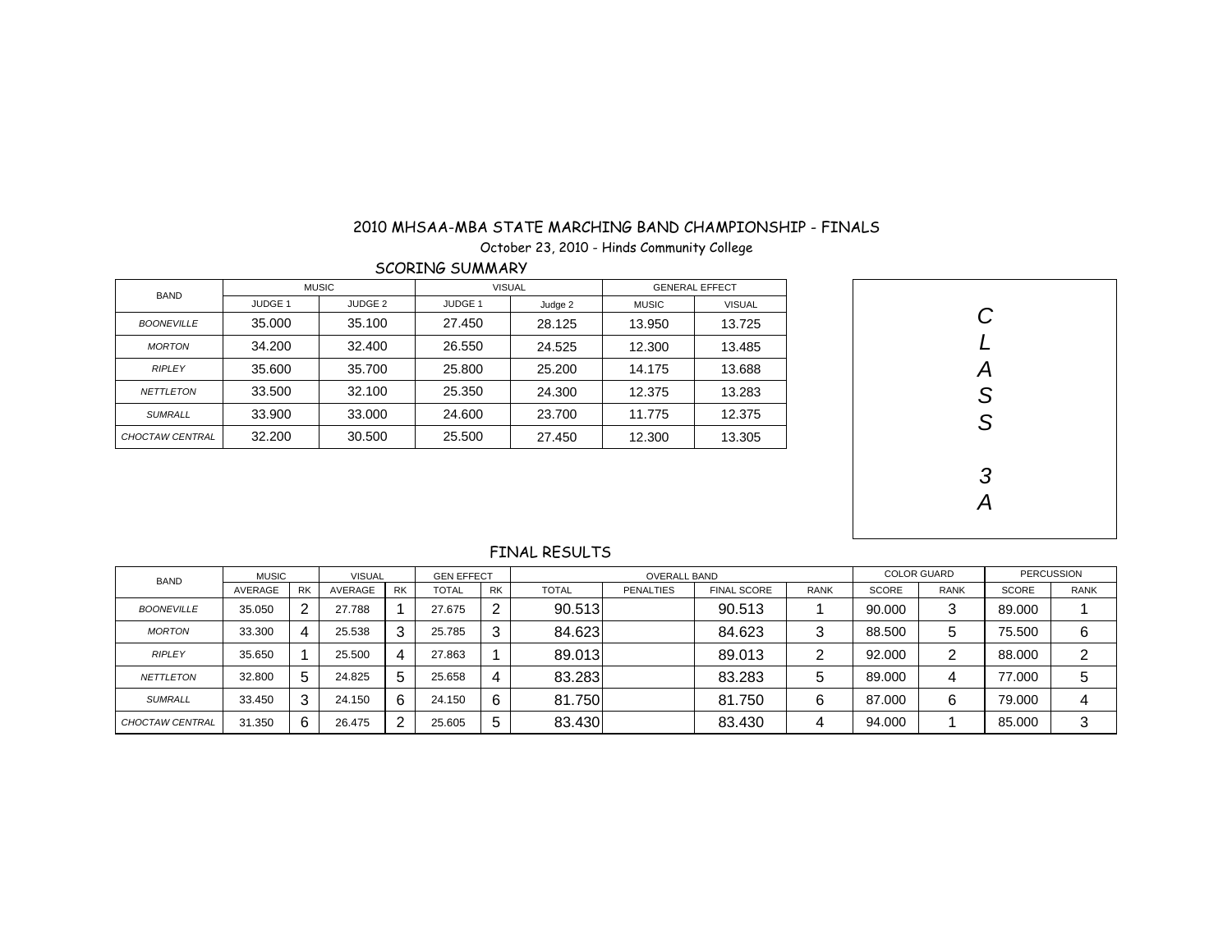# 2010 MHSAA-MBA STATE MARCHING BAND CHAMPIONSHIP - FINALS

October 23, 2010 - Hinds Community College

## SCORING SUMMARY

| BAND | MUSIC | | VISUAL | | GENERAL EFFECT | |
|---|---|---|---|---|---|---|
| | JUDGE 1 | JUDGE 2 | JUDGE 1 | Judge 2 | MUSIC | VISUAL |
| *BOONEVILLE* | 35.000 | 35.100 | 27.450 | 28.125 | 13.950 | 13.725 |
| *MORTON* | 34.200 | 32.400 | 26.550 | 24.525 | 12.300 | 13.485 |
| *RIPLEY* | 35.600 | 35.700 | 25.800 | 25.200 | 14.175 | 13.688 |
| *NETTLETON* | 33.500 | 32.100 | 25.350 | 24.300 | 12.375 | 13.283 |
| *SUMRALL* | 33.900 | 33.000 | 24.600 | 23.700 | 11.775 | 12.375 |
| *CHOCTAW CENTRAL* | 32.200 | 30.500 | 25.500 | 27.450 | 12.300 | 13.305 |

*CLASS 3A*

## FINAL RESULTS

| BAND | MUSIC | | VISUAL | | GEN EFFECT | | OVERALL BAND | | | | COLOR GUARD | | PERCUSSION | |
|---|---|---|---|---|---|---|---|---|---|---|---|---|---|---|
| | AVERAGE | RK | AVERAGE | RK | TOTAL | RK | TOTAL | PENALTIES | FINAL SCORE | RANK | SCORE | RANK | SCORE | RANK |
| *BOONEVILLE* | 35.050 | 2 | 27.788 | 1 | 27.675 | 2 | 90.513 | | 90.513 | 1 | 90.000 | 3 | 89.000 | 1 |
| *MORTON* | 33.300 | 4 | 25.538 | 3 | 25.785 | 3 | 84.623 | | 84.623 | 3 | 88.500 | 5 | 75.500 | 6 |
| *RIPLEY* | 35.650 | 1 | 25.500 | 4 | 27.863 | 1 | 89.013 | | 89.013 | 2 | 92.000 | 2 | 88.000 | 2 |
| *NETTLETON* | 32.800 | 5 | 24.825 | 5 | 25.658 | 4 | 83.283 | | 83.283 | 5 | 89.000 | 4 | 77.000 | 5 |
| *SUMRALL* | 33.450 | 3 | 24.150 | 6 | 24.150 | 6 | 81.750 | | 81.750 | 6 | 87.000 | 6 | 79.000 | 4 |
| *CHOCTAW CENTRAL* | 31.350 | 6 | 26.475 | 2 | 25.605 | 5 | 83.430 | | 83.430 | 4 | 94.000 | 1 | 85.000 | 3 |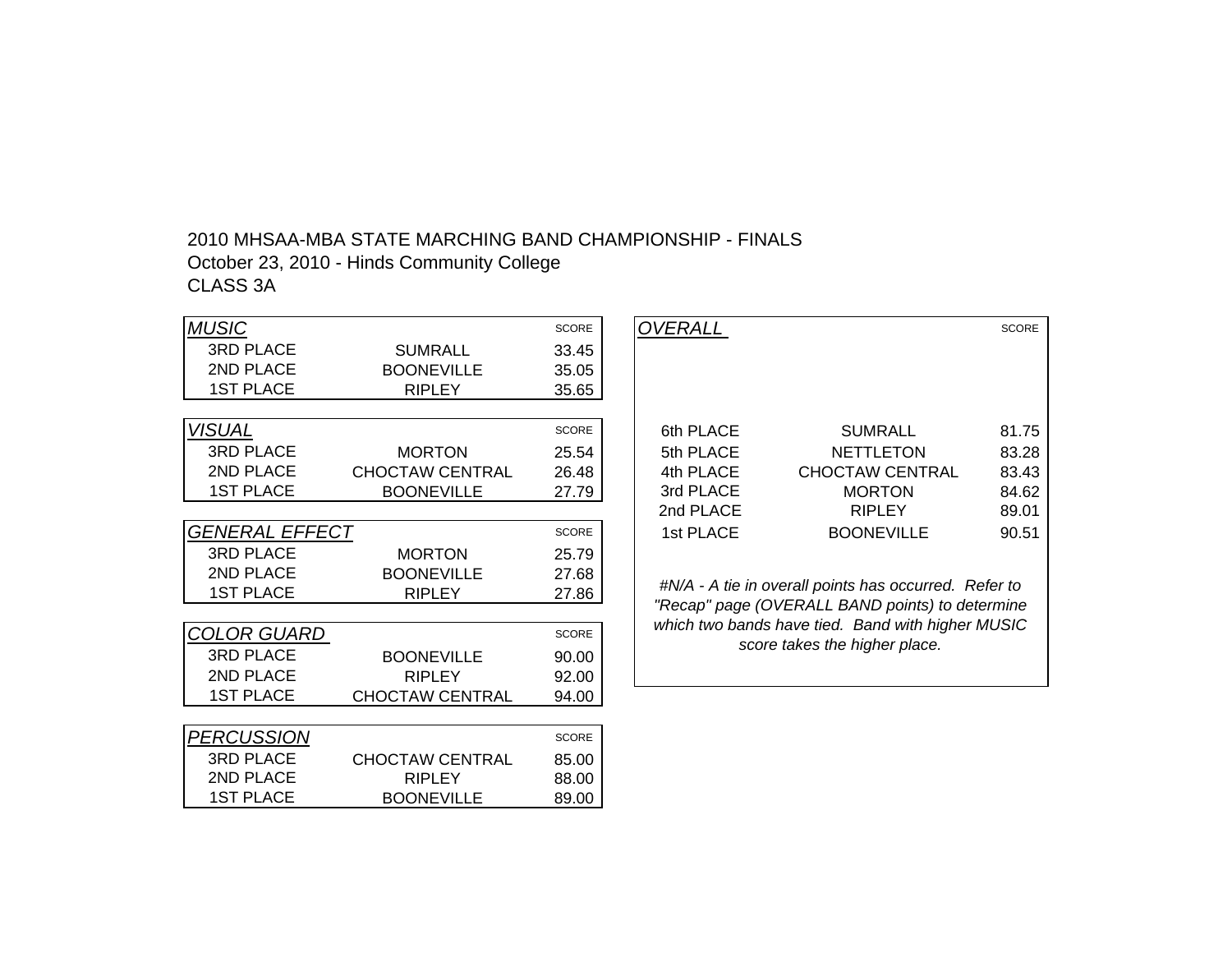2010 MHSAA-MBA STATE MARCHING BAND CHAMPIONSHIP - FINALS
October 23, 2010 - Hinds Community College
CLASS 3A

| *MUSIC* | | SCORE |
|---|---|---|
| 3RD PLACE | SUMRALL | 33.45 |
| 2ND PLACE | BOONEVILLE | 35.05 |
| 1ST PLACE | RIPLEY | 35.65 |

| *VISUAL* | | SCORE |
|---|---|---|
| 3RD PLACE | MORTON | 25.54 |
| 2ND PLACE | CHOCTAW CENTRAL | 26.48 |
| 1ST PLACE | BOONEVILLE | 27.79 |

| *GENERAL EFFECT* | | SCORE |
|---|---|---|
| 3RD PLACE | MORTON | 25.79 |
| 2ND PLACE | BOONEVILLE | 27.68 |
| 1ST PLACE | RIPLEY | 27.86 |

| *COLOR GUARD* | | SCORE |
|---|---|---|
| 3RD PLACE | BOONEVILLE | 90.00 |
| 2ND PLACE | RIPLEY | 92.00 |
| 1ST PLACE | CHOCTAW CENTRAL | 94.00 |

| *PERCUSSION* | | SCORE |
|---|---|---|
| 3RD PLACE | CHOCTAW CENTRAL | 85.00 |
| 2ND PLACE | RIPLEY | 88.00 |
| 1ST PLACE | BOONEVILLE | 89.00 |

| *OVERALL* | | SCORE |
|---|---|---|
| 6th PLACE | SUMRALL | 81.75 |
| 5th PLACE | NETTLETON | 83.28 |
| 4th PLACE | CHOCTAW CENTRAL | 83.43 |
| 3rd PLACE | MORTON | 84.62 |
| 2nd PLACE | RIPLEY | 89.01 |
| 1st PLACE | BOONEVILLE | 90.51 |

*#N/A - A tie in overall points has occurred. Refer to "Recap" page (OVERALL BAND points) to determine which two bands have tied. Band with higher MUSIC score takes the higher place.*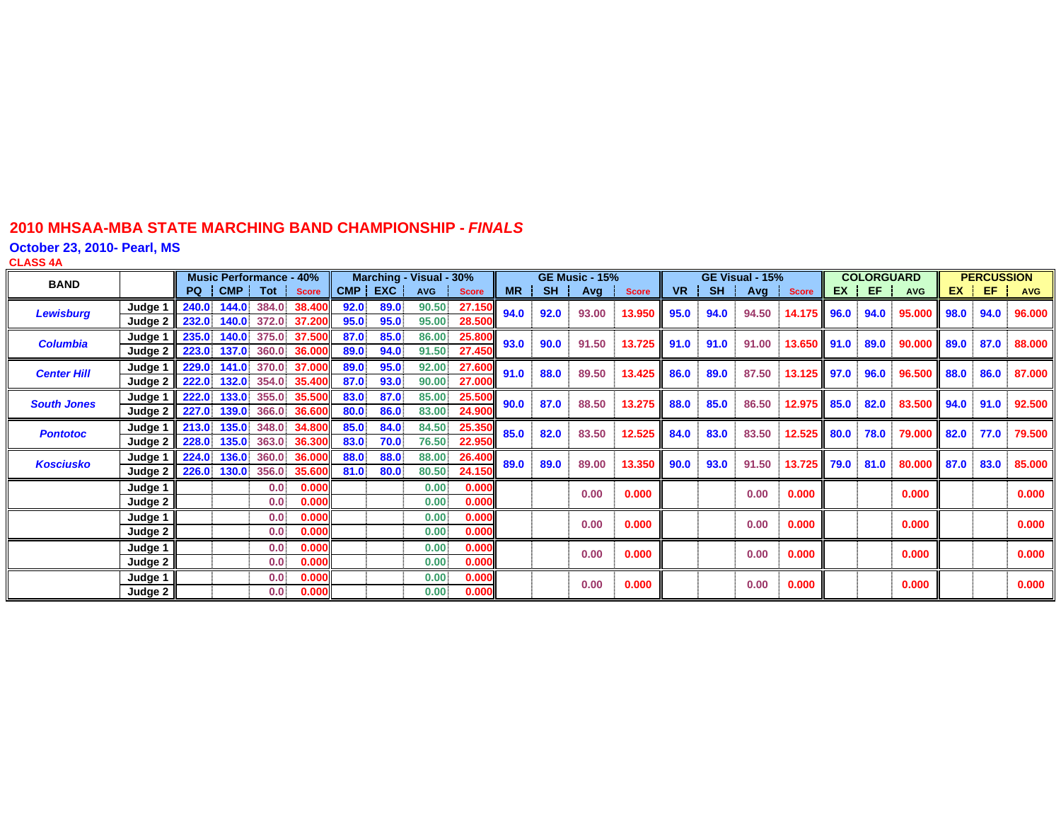## 2010 MHSAA-MBA STATE MARCHING BAND CHAMPIONSHIP - *FINALS*

**October 23, 2010- Pearl, MS**

**CLASS 4A**

| BAND | | Music Performance - 40% | | | | Marching - Visual - 30% | | | | GE Music - 15% | | | | GE Visual - 15% | | | | COLORGUARD | | | PERCUSSION | | |
|---|---|---|---|---|---|---|---|---|---|---|---|---|---|---|---|---|---|---|---|---|---|---|---|
| | | PQ | CMP | Tot | Score | CMP | EXC | AVG | Score | MR | SH | Avg | Score | VR | SH | Avg | Score | EX | EF | AVG | EX | EF | AVG |
| *Lewisburg* | Judge 1 | 240.0 | 144.0 | 384.0 | 38.400 | 92.0 | 89.0 | 90.50 | 27.150 | 94.0 | 92.0 | 93.00 | 13.950 | 95.0 | 94.0 | 94.50 | 14.175 | 96.0 | 94.0 | 95.000 | 98.0 | 94.0 | 96.000 |
| | Judge 2 | 232.0 | 140.0 | 372.0 | 37.200 | 95.0 | 95.0 | 95.00 | 28.500 | | | | | | | | | | | | | | |
| *Columbia* | Judge 1 | 235.0 | 140.0 | 375.0 | 37.500 | 87.0 | 85.0 | 86.00 | 25.800 | 93.0 | 90.0 | 91.50 | 13.725 | 91.0 | 91.0 | 91.00 | 13.650 | 91.0 | 89.0 | 90.000 | 89.0 | 87.0 | 88.000 |
| | Judge 2 | 223.0 | 137.0 | 360.0 | 36.000 | 89.0 | 94.0 | 91.50 | 27.450 | | | | | | | | | | | | | | |
| *Center Hill* | Judge 1 | 229.0 | 141.0 | 370.0 | 37.000 | 89.0 | 95.0 | 92.00 | 27.600 | 91.0 | 88.0 | 89.50 | 13.425 | 86.0 | 89.0 | 87.50 | 13.125 | 97.0 | 96.0 | 96.500 | 88.0 | 86.0 | 87.000 |
| | Judge 2 | 222.0 | 132.0 | 354.0 | 35.400 | 87.0 | 93.0 | 90.00 | 27.000 | | | | | | | | | | | | | | |
| *South Jones* | Judge 1 | 222.0 | 133.0 | 355.0 | 35.500 | 83.0 | 87.0 | 85.00 | 25.500 | 90.0 | 87.0 | 88.50 | 13.275 | 88.0 | 85.0 | 86.50 | 12.975 | 85.0 | 82.0 | 83.500 | 94.0 | 91.0 | 92.500 |
| | Judge 2 | 227.0 | 139.0 | 366.0 | 36.600 | 80.0 | 86.0 | 83.00 | 24.900 | | | | | | | | | | | | | | |
| *Pontotoc* | Judge 1 | 213.0 | 135.0 | 348.0 | 34.800 | 85.0 | 84.0 | 84.50 | 25.350 | 85.0 | 82.0 | 83.50 | 12.525 | 84.0 | 83.0 | 83.50 | 12.525 | 80.0 | 78.0 | 79.000 | 82.0 | 77.0 | 79.500 |
| | Judge 2 | 228.0 | 135.0 | 363.0 | 36.300 | 83.0 | 70.0 | 76.50 | 22.950 | | | | | | | | | | | | | | |
| *Kosciusko* | Judge 1 | 224.0 | 136.0 | 360.0 | 36.000 | 88.0 | 88.0 | 88.00 | 26.400 | 89.0 | 89.0 | 89.00 | 13.350 | 90.0 | 93.0 | 91.50 | 13.725 | 79.0 | 81.0 | 80.000 | 87.0 | 83.0 | 85.000 |
| | Judge 2 | 226.0 | 130.0 | 356.0 | 35.600 | 81.0 | 80.0 | 80.50 | 24.150 | | | | | | | | | | | | | | |
| | Judge 1 | | | 0.0 | 0.000 | | | 0.00 | 0.000 | | | 0.00 | 0.000 | | | 0.00 | 0.000 | | | 0.000 | | | 0.000 |
| | Judge 2 | | | 0.0 | 0.000 | | | 0.00 | 0.000 | | | | | | | | | | | | | | |
| | Judge 1 | | | 0.0 | 0.000 | | | 0.00 | 0.000 | | | 0.00 | 0.000 | | | 0.00 | 0.000 | | | 0.000 | | | 0.000 |
| | Judge 2 | | | 0.0 | 0.000 | | | 0.00 | 0.000 | | | | | | | | | | | | | | |
| | Judge 1 | | | 0.0 | 0.000 | | | 0.00 | 0.000 | | | 0.00 | 0.000 | | | 0.00 | 0.000 | | | 0.000 | | | 0.000 |
| | Judge 2 | | | 0.0 | 0.000 | | | 0.00 | 0.000 | | | | | | | | | | | | | | |
| | Judge 1 | | | 0.0 | 0.000 | | | 0.00 | 0.000 | | | 0.00 | 0.000 | | | 0.00 | 0.000 | | | 0.000 | | | 0.000 |
| | Judge 2 | | | 0.0 | 0.000 | | | 0.00 | 0.000 | | | | | | | | | | | | | | |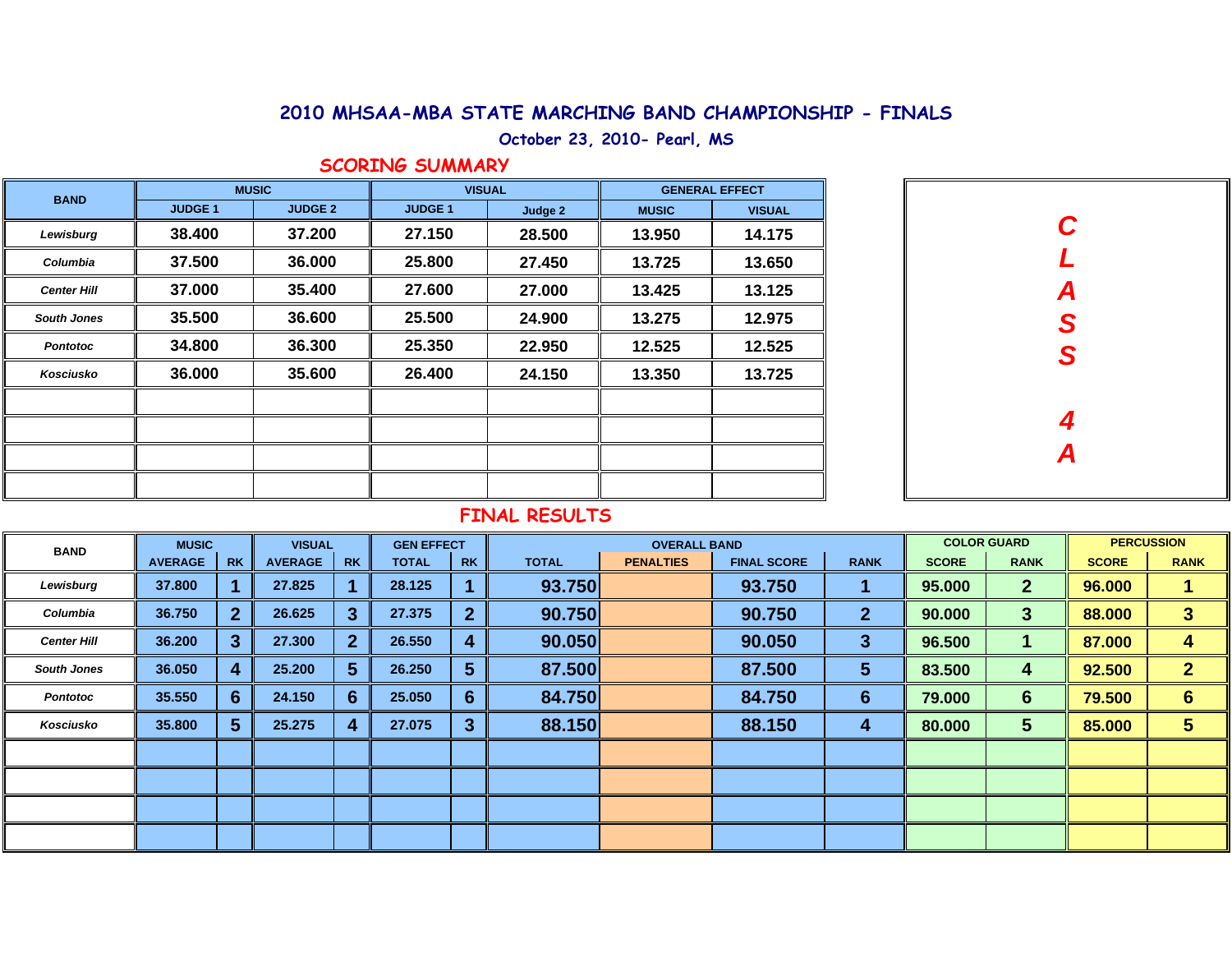# 2010 MHSAA-MBA STATE MARCHING BAND CHAMPIONSHIP - FINALS

## October 23, 2010- Pearl, MS

### SCORING SUMMARY

| BAND | MUSIC | | VISUAL | | GENERAL EFFECT | |
|---|---|---|---|---|---|---|
| | JUDGE 1 | JUDGE 2 | JUDGE 1 | Judge 2 | MUSIC | VISUAL |
| *Lewisburg* | 38.400 | 37.200 | 27.150 | 28.500 | 13.950 | 14.175 |
| *Columbia* | 37.500 | 36.000 | 25.800 | 27.450 | 13.725 | 13.650 |
| *Center Hill* | 37.000 | 35.400 | 27.600 | 27.000 | 13.425 | 13.125 |
| *South Jones* | 35.500 | 36.600 | 25.500 | 24.900 | 13.275 | 12.975 |
| *Pontotoc* | 34.800 | 36.300 | 25.350 | 22.950 | 12.525 | 12.525 |
| *Kosciusko* | 36.000 | 35.600 | 26.400 | 24.150 | 13.350 | 13.725 |

***CLASS 4A***

### FINAL RESULTS

| BAND | MUSIC | | VISUAL | | GEN EFFECT | | OVERALL BAND | | | | COLOR GUARD | | PERCUSSION | |
|---|---|---|---|---|---|---|---|---|---|---|---|---|---|---|
| | AVERAGE | RK | AVERAGE | RK | TOTAL | RK | TOTAL | PENALTIES | FINAL SCORE | RANK | SCORE | RANK | SCORE | RANK |
| *Lewisburg* | 37.800 | 1 | 27.825 | 1 | 28.125 | 1 | 93.750 | | 93.750 | 1 | 95.000 | 2 | 96.000 | 1 |
| *Columbia* | 36.750 | 2 | 26.625 | 3 | 27.375 | 2 | 90.750 | | 90.750 | 2 | 90.000 | 3 | 88.000 | 3 |
| *Center Hill* | 36.200 | 3 | 27.300 | 2 | 26.550 | 4 | 90.050 | | 90.050 | 3 | 96.500 | 1 | 87.000 | 4 |
| *South Jones* | 36.050 | 4 | 25.200 | 5 | 26.250 | 5 | 87.500 | | 87.500 | 5 | 83.500 | 4 | 92.500 | 2 |
| *Pontotoc* | 35.550 | 6 | 24.150 | 6 | 25.050 | 6 | 84.750 | | 84.750 | 6 | 79.000 | 6 | 79.500 | 6 |
| *Kosciusko* | 35.800 | 5 | 25.275 | 4 | 27.075 | 3 | 88.150 | | 88.150 | 4 | 80.000 | 5 | 85.000 | 5 |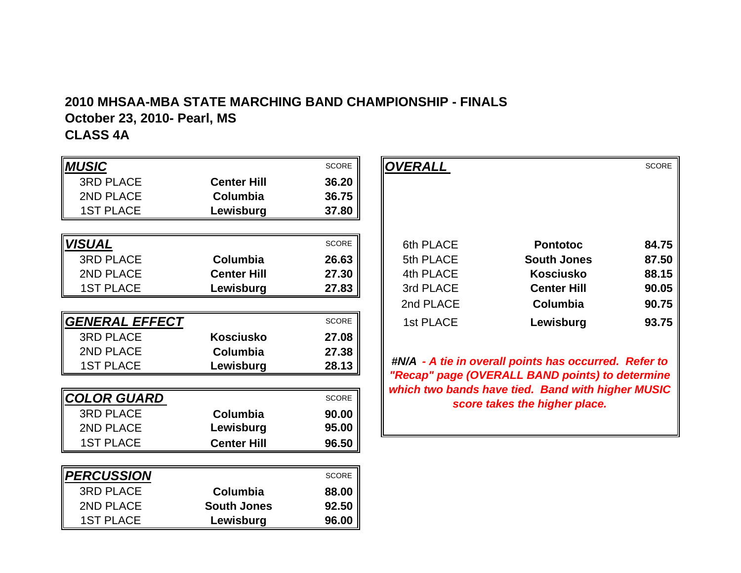**2010 MHSAA-MBA STATE MARCHING BAND CHAMPIONSHIP - FINALS**
**October 23, 2010- Pearl, MS**
**CLASS 4A**

| ***MUSIC*** | | SCORE |
|---|---|---|
| 3RD PLACE | **Center Hill** | **36.20** |
| 2ND PLACE | **Columbia** | **36.75** |
| 1ST PLACE | **Lewisburg** | **37.80** |

| ***VISUAL*** | | SCORE |
|---|---|---|
| 3RD PLACE | **Columbia** | **26.63** |
| 2ND PLACE | **Center Hill** | **27.30** |
| 1ST PLACE | **Lewisburg** | **27.83** |

| ***GENERAL EFFECT*** | | SCORE |
|---|---|---|
| 3RD PLACE | **Kosciusko** | **27.08** |
| 2ND PLACE | **Columbia** | **27.38** |
| 1ST PLACE | **Lewisburg** | **28.13** |

| ***COLOR GUARD*** | | SCORE |
|---|---|---|
| 3RD PLACE | **Columbia** | **90.00** |
| 2ND PLACE | **Lewisburg** | **95.00** |
| 1ST PLACE | **Center Hill** | **96.50** |

| ***PERCUSSION*** | | SCORE |
|---|---|---|
| 3RD PLACE | **Columbia** | **88.00** |
| 2ND PLACE | **South Jones** | **92.50** |
| 1ST PLACE | **Lewisburg** | **96.00** |

| ***OVERALL*** | | SCORE |
|---|---|---|
| 6th PLACE | **Pontotoc** | **84.75** |
| 5th PLACE | **South Jones** | **87.50** |
| 4th PLACE | **Kosciusko** | **88.15** |
| 3rd PLACE | **Center Hill** | **90.05** |
| 2nd PLACE | **Columbia** | **90.75** |
| 1st PLACE | **Lewisburg** | **93.75** |

***#N/A - A tie in overall points has occurred. Refer to "Recap" page (OVERALL BAND points) to determine which two bands have tied. Band with higher MUSIC score takes the higher place.***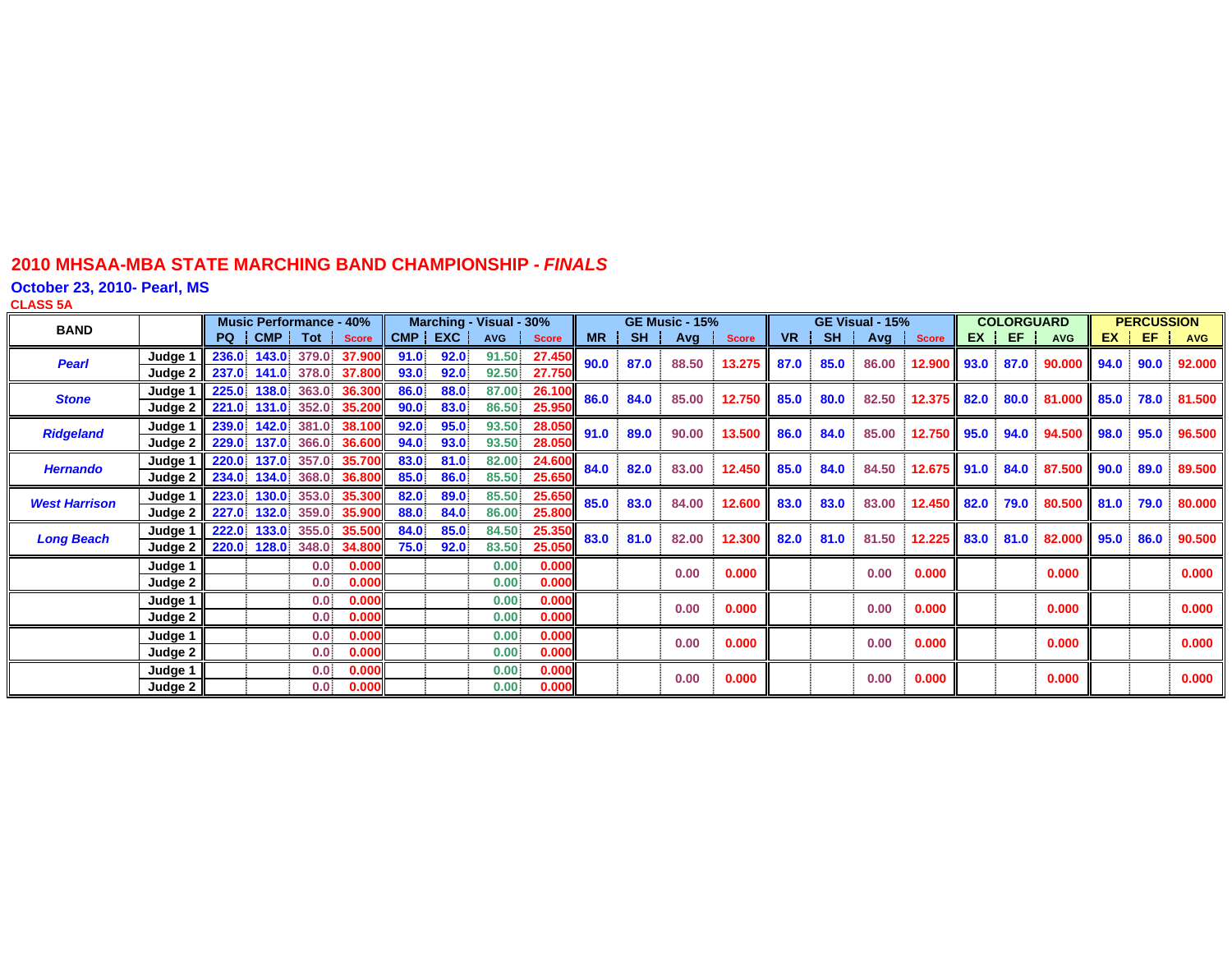## 2010 MHSAA-MBA STATE MARCHING BAND CHAMPIONSHIP - *FINALS*

**October 23, 2010- Pearl, MS**

**CLASS 5A**

| BAND | | Music Performance - 40% | | | | Marching - Visual - 30% | | | | GE Music - 15% | | | | GE Visual - 15% | | | | COLORGUARD | | | PERCUSSION | | |
|---|---|---|---|---|---|---|---|---|---|---|---|---|---|---|---|---|---|---|---|---|---|---|---|
| | | PQ | CMP | Tot | Score | CMP | EXC | AVG | Score | MR | SH | Avg | Score | VR | SH | Avg | Score | EX | EF | AVG | EX | EF | AVG |
| **Pearl** | Judge 1 | 236.0 | 143.0 | 379.0 | 37.900 | 91.0 | 92.0 | 91.50 | 27.450 | 90.0 | 87.0 | 88.50 | 13.275 | 87.0 | 85.0 | 86.00 | 12.900 | 93.0 | 87.0 | 90.000 | 94.0 | 90.0 | 92.000 |
| | Judge 2 | 237.0 | 141.0 | 378.0 | 37.800 | 93.0 | 92.0 | 92.50 | 27.750 | | | | | | | | | | | | | | |
| **Stone** | Judge 1 | 225.0 | 138.0 | 363.0 | 36.300 | 86.0 | 88.0 | 87.00 | 26.100 | 86.0 | 84.0 | 85.00 | 12.750 | 85.0 | 80.0 | 82.50 | 12.375 | 82.0 | 80.0 | 81.000 | 85.0 | 78.0 | 81.500 |
| | Judge 2 | 221.0 | 131.0 | 352.0 | 35.200 | 90.0 | 83.0 | 86.50 | 25.950 | | | | | | | | | | | | | | |
| **Ridgeland** | Judge 1 | 239.0 | 142.0 | 381.0 | 38.100 | 92.0 | 95.0 | 93.50 | 28.050 | 91.0 | 89.0 | 90.00 | 13.500 | 86.0 | 84.0 | 85.00 | 12.750 | 95.0 | 94.0 | 94.500 | 98.0 | 95.0 | 96.500 |
| | Judge 2 | 229.0 | 137.0 | 366.0 | 36.600 | 94.0 | 93.0 | 93.50 | 28.050 | | | | | | | | | | | | | | |
| **Hernando** | Judge 1 | 220.0 | 137.0 | 357.0 | 35.700 | 83.0 | 81.0 | 82.00 | 24.600 | 84.0 | 82.0 | 83.00 | 12.450 | 85.0 | 84.0 | 84.50 | 12.675 | 91.0 | 84.0 | 87.500 | 90.0 | 89.0 | 89.500 |
| | Judge 2 | 234.0 | 134.0 | 368.0 | 36.800 | 85.0 | 86.0 | 85.50 | 25.650 | | | | | | | | | | | | | | |
| **West Harrison** | Judge 1 | 223.0 | 130.0 | 353.0 | 35.300 | 82.0 | 89.0 | 85.50 | 25.650 | 85.0 | 83.0 | 84.00 | 12.600 | 83.0 | 83.0 | 83.00 | 12.450 | 82.0 | 79.0 | 80.500 | 81.0 | 79.0 | 80.000 |
| | Judge 2 | 227.0 | 132.0 | 359.0 | 35.900 | 88.0 | 84.0 | 86.00 | 25.800 | | | | | | | | | | | | | | |
| **Long Beach** | Judge 1 | 222.0 | 133.0 | 355.0 | 35.500 | 84.0 | 85.0 | 84.50 | 25.350 | 83.0 | 81.0 | 82.00 | 12.300 | 82.0 | 81.0 | 81.50 | 12.225 | 83.0 | 81.0 | 82.000 | 95.0 | 86.0 | 90.500 |
| | Judge 2 | 220.0 | 128.0 | 348.0 | 34.800 | 75.0 | 92.0 | 83.50 | 25.050 | | | | | | | | | | | | | | |
| | Judge 1 | | | 0.0 | 0.000 | | | 0.00 | 0.000 | | | 0.00 | 0.000 | | | 0.00 | 0.000 | | | 0.000 | | | 0.000 |
| | Judge 2 | | | 0.0 | 0.000 | | | 0.00 | 0.000 | | | | | | | | | | | | | | |
| | Judge 1 | | | 0.0 | 0.000 | | | 0.00 | 0.000 | | | 0.00 | 0.000 | | | 0.00 | 0.000 | | | 0.000 | | | 0.000 |
| | Judge 2 | | | 0.0 | 0.000 | | | 0.00 | 0.000 | | | | | | | | | | | | | | |
| | Judge 1 | | | 0.0 | 0.000 | | | 0.00 | 0.000 | | | 0.00 | 0.000 | | | 0.00 | 0.000 | | | 0.000 | | | 0.000 |
| | Judge 2 | | | 0.0 | 0.000 | | | 0.00 | 0.000 | | | | | | | | | | | | | | |
| | Judge 1 | | | 0.0 | 0.000 | | | 0.00 | 0.000 | | | 0.00 | 0.000 | | | 0.00 | 0.000 | | | 0.000 | | | 0.000 |
| | Judge 2 | | | 0.0 | 0.000 | | | 0.00 | 0.000 | | | | | | | | | | | | | | |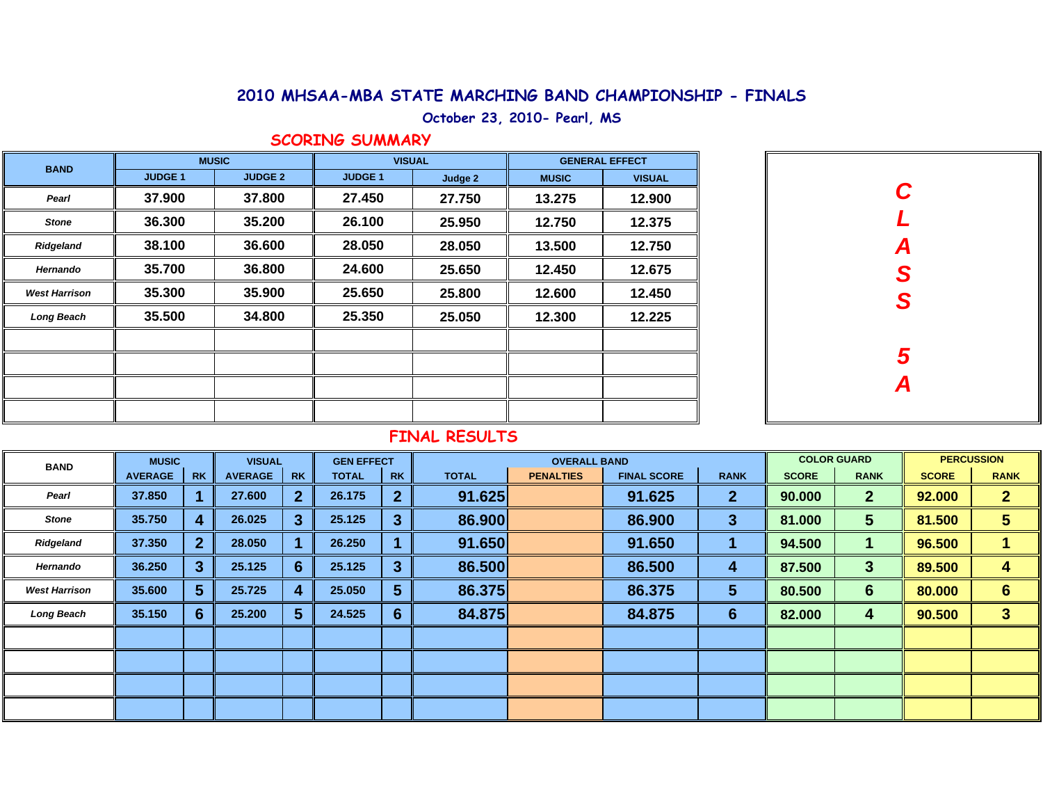# 2010 MHSAA-MBA STATE MARCHING BAND CHAMPIONSHIP - FINALS

October 23, 2010- Pearl, MS

## SCORING SUMMARY

| BAND | MUSIC | | VISUAL | | GENERAL EFFECT | |
|---|---|---|---|---|---|---|
| | JUDGE 1 | JUDGE 2 | JUDGE 1 | Judge 2 | MUSIC | VISUAL |
| *Pearl* | 37.900 | 37.800 | 27.450 | 27.750 | 13.275 | 12.900 |
| *Stone* | 36.300 | 35.200 | 26.100 | 25.950 | 12.750 | 12.375 |
| *Ridgeland* | 38.100 | 36.600 | 28.050 | 28.050 | 13.500 | 12.750 |
| *Hernando* | 35.700 | 36.800 | 24.600 | 25.650 | 12.450 | 12.675 |
| *West Harrison* | 35.300 | 35.900 | 25.650 | 25.800 | 12.600 | 12.450 |
| *Long Beach* | 35.500 | 34.800 | 25.350 | 25.050 | 12.300 | 12.225 |

**CLASS 5A**

## FINAL RESULTS

| BAND | MUSIC | | VISUAL | | GEN EFFECT | | OVERALL BAND | | | | COLOR GUARD | | PERCUSSION | |
|---|---|---|---|---|---|---|---|---|---|---|---|---|---|---|
| | AVERAGE | RK | AVERAGE | RK | TOTAL | RK | TOTAL | PENALTIES | FINAL SCORE | RANK | SCORE | RANK | SCORE | RANK |
| *Pearl* | 37.850 | 1 | 27.600 | 2 | 26.175 | 2 | 91.625 | | 91.625 | 2 | 90.000 | 2 | 92.000 | 2 |
| *Stone* | 35.750 | 4 | 26.025 | 3 | 25.125 | 3 | 86.900 | | 86.900 | 3 | 81.000 | 5 | 81.500 | 5 |
| *Ridgeland* | 37.350 | 2 | 28.050 | 1 | 26.250 | 1 | 91.650 | | 91.650 | 1 | 94.500 | 1 | 96.500 | 1 |
| *Hernando* | 36.250 | 3 | 25.125 | 6 | 25.125 | 3 | 86.500 | | 86.500 | 4 | 87.500 | 3 | 89.500 | 4 |
| *West Harrison* | 35.600 | 5 | 25.725 | 4 | 25.050 | 5 | 86.375 | | 86.375 | 5 | 80.500 | 6 | 80.000 | 6 |
| *Long Beach* | 35.150 | 6 | 25.200 | 5 | 24.525 | 6 | 84.875 | | 84.875 | 6 | 82.000 | 4 | 90.500 | 3 |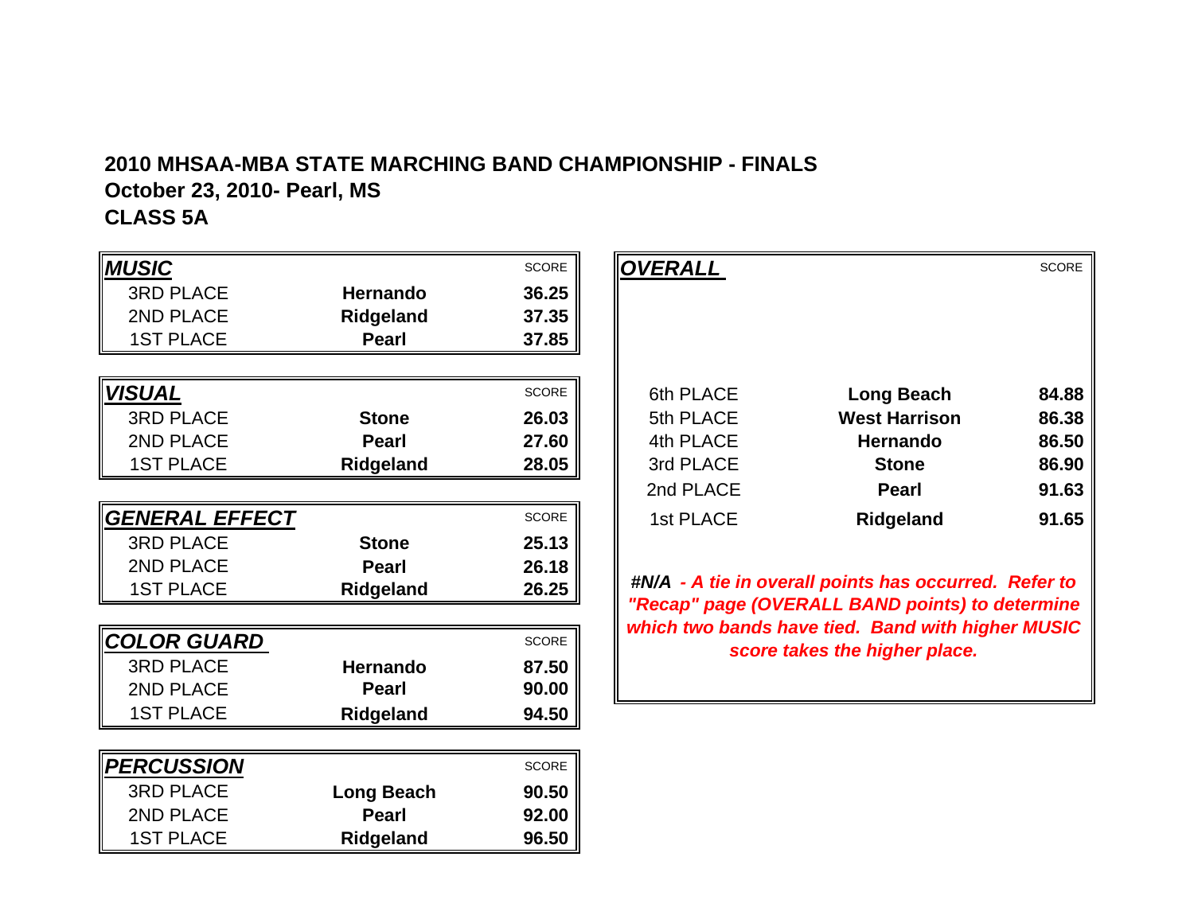**2010 MHSAA-MBA STATE MARCHING BAND CHAMPIONSHIP - FINALS**
**October 23, 2010- Pearl, MS**
**CLASS 5A**

| ***MUSIC*** | | SCORE |
|---|---|---|
| 3RD PLACE | **Hernando** | **36.25** |
| 2ND PLACE | **Ridgeland** | **37.35** |
| 1ST PLACE | **Pearl** | **37.85** |

| ***VISUAL*** | | SCORE |
|---|---|---|
| 3RD PLACE | **Stone** | **26.03** |
| 2ND PLACE | **Pearl** | **27.60** |
| 1ST PLACE | **Ridgeland** | **28.05** |

| ***GENERAL EFFECT*** | | SCORE |
|---|---|---|
| 3RD PLACE | **Stone** | **25.13** |
| 2ND PLACE | **Pearl** | **26.18** |
| 1ST PLACE | **Ridgeland** | **26.25** |

| ***COLOR GUARD*** | | SCORE |
|---|---|---|
| 3RD PLACE | **Hernando** | **87.50** |
| 2ND PLACE | **Pearl** | **90.00** |
| 1ST PLACE | **Ridgeland** | **94.50** |

| ***PERCUSSION*** | | SCORE |
|---|---|---|
| 3RD PLACE | **Long Beach** | **90.50** |
| 2ND PLACE | **Pearl** | **92.00** |
| 1ST PLACE | **Ridgeland** | **96.50** |

| ***OVERALL*** | | SCORE |
|---|---|---|
| 6th PLACE | **Long Beach** | **84.88** |
| 5th PLACE | **West Harrison** | **86.38** |
| 4th PLACE | **Hernando** | **86.50** |
| 3rd PLACE | **Stone** | **86.90** |
| 2nd PLACE | **Pearl** | **91.63** |
| 1st PLACE | **Ridgeland** | **91.65** |

***#N/A - A tie in overall points has occurred. Refer to "Recap" page (OVERALL BAND points) to determine which two bands have tied. Band with higher MUSIC score takes the higher place.***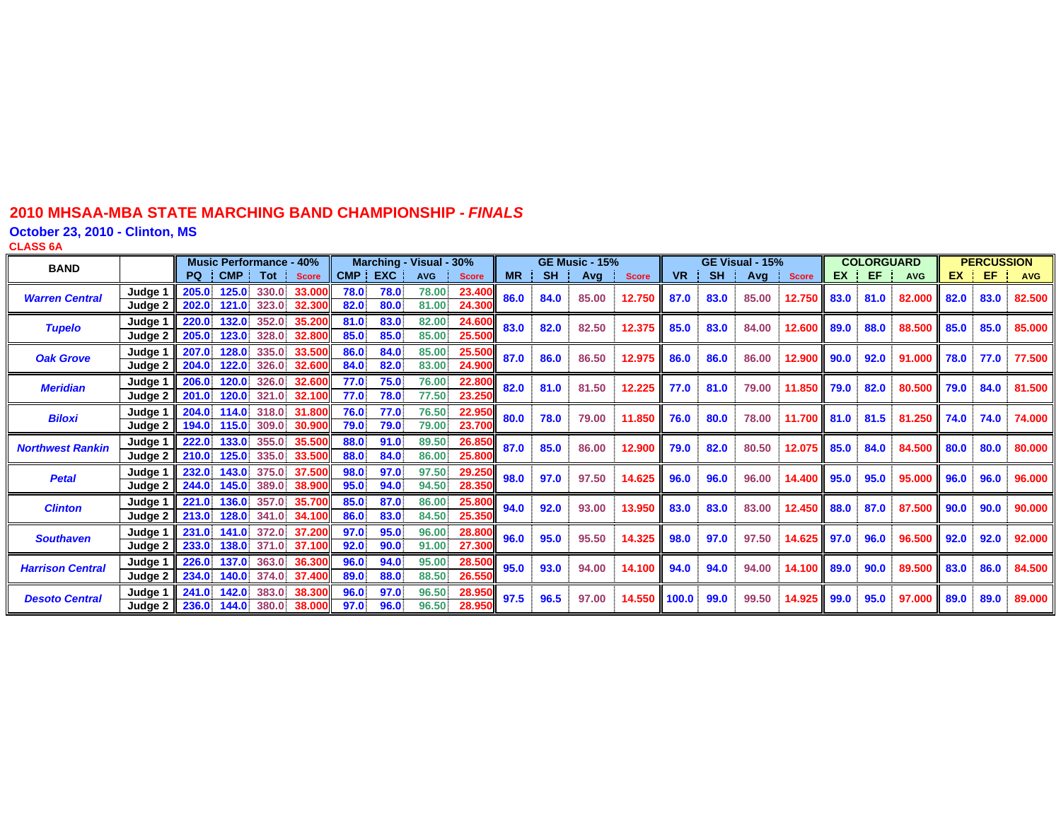# 2010 MHSAA-MBA STATE MARCHING BAND CHAMPIONSHIP - *FINALS*

## October 23, 2010 - Clinton, MS

**CLASS 6A**

| BAND | | Music Performance - 40% | | | | Marching - Visual - 30% | | | | GE Music - 15% | | | | GE Visual - 15% | | | | COLORGUARD | | | PERCUSSION | | |
|---|---|---|---|---|---|---|---|---|---|---|---|---|---|---|---|---|---|---|---|---|---|---|---|
| | | PQ | CMP | Tot | Score | CMP | EXC | AVG | Score | MR | SH | Avg | Score | VR | SH | Avg | Score | EX | EF | AVG | EX | EF | AVG |
| Warren Central | Judge 1 | 205.0 | 125.0 | 330.0 | 33.000 | 78.0 | 78.0 | 78.00 | 23.400 | 86.0 | 84.0 | 85.00 | 12.750 | 87.0 | 83.0 | 85.00 | 12.750 | 83.0 | 81.0 | 82.000 | 82.0 | 83.0 | 82.500 |
| | Judge 2 | 202.0 | 121.0 | 323.0 | 32.300 | 82.0 | 80.0 | 81.00 | 24.300 | | | | | | | | | | | | | | |
| Tupelo | Judge 1 | 220.0 | 132.0 | 352.0 | 35.200 | 81.0 | 83.0 | 82.00 | 24.600 | 83.0 | 82.0 | 82.50 | 12.375 | 85.0 | 83.0 | 84.00 | 12.600 | 89.0 | 88.0 | 88.500 | 85.0 | 85.0 | 85.000 |
| | Judge 2 | 205.0 | 123.0 | 328.0 | 32.800 | 85.0 | 85.0 | 85.00 | 25.500 | | | | | | | | | | | | | | |
| Oak Grove | Judge 1 | 207.0 | 128.0 | 335.0 | 33.500 | 86.0 | 84.0 | 85.00 | 25.500 | 87.0 | 86.0 | 86.50 | 12.975 | 86.0 | 86.0 | 86.00 | 12.900 | 90.0 | 92.0 | 91.000 | 78.0 | 77.0 | 77.500 |
| | Judge 2 | 204.0 | 122.0 | 326.0 | 32.600 | 84.0 | 82.0 | 83.00 | 24.900 | | | | | | | | | | | | | | |
| Meridian | Judge 1 | 206.0 | 120.0 | 326.0 | 32.600 | 77.0 | 75.0 | 76.00 | 22.800 | 82.0 | 81.0 | 81.50 | 12.225 | 77.0 | 81.0 | 79.00 | 11.850 | 79.0 | 82.0 | 80.500 | 79.0 | 84.0 | 81.500 |
| | Judge 2 | 201.0 | 120.0 | 321.0 | 32.100 | 77.0 | 78.0 | 77.50 | 23.250 | | | | | | | | | | | | | | |
| Biloxi | Judge 1 | 204.0 | 114.0 | 318.0 | 31.800 | 76.0 | 77.0 | 76.50 | 22.950 | 80.0 | 78.0 | 79.00 | 11.850 | 76.0 | 80.0 | 78.00 | 11.700 | 81.0 | 81.5 | 81.250 | 74.0 | 74.0 | 74.000 |
| | Judge 2 | 194.0 | 115.0 | 309.0 | 30.900 | 79.0 | 79.0 | 79.00 | 23.700 | | | | | | | | | | | | | | |
| Northwest Rankin | Judge 1 | 222.0 | 133.0 | 355.0 | 35.500 | 88.0 | 91.0 | 89.50 | 26.850 | 87.0 | 85.0 | 86.00 | 12.900 | 79.0 | 82.0 | 80.50 | 12.075 | 85.0 | 84.0 | 84.500 | 80.0 | 80.0 | 80.000 |
| | Judge 2 | 210.0 | 125.0 | 335.0 | 33.500 | 88.0 | 84.0 | 86.00 | 25.800 | | | | | | | | | | | | | | |
| Petal | Judge 1 | 232.0 | 143.0 | 375.0 | 37.500 | 98.0 | 97.0 | 97.50 | 29.250 | 98.0 | 97.0 | 97.50 | 14.625 | 96.0 | 96.0 | 96.00 | 14.400 | 95.0 | 95.0 | 95.000 | 96.0 | 96.0 | 96.000 |
| | Judge 2 | 244.0 | 145.0 | 389.0 | 38.900 | 95.0 | 94.0 | 94.50 | 28.350 | | | | | | | | | | | | | | |
| Clinton | Judge 1 | 221.0 | 136.0 | 357.0 | 35.700 | 85.0 | 87.0 | 86.00 | 25.800 | 94.0 | 92.0 | 93.00 | 13.950 | 83.0 | 83.0 | 83.00 | 12.450 | 88.0 | 87.0 | 87.500 | 90.0 | 90.0 | 90.000 |
| | Judge 2 | 213.0 | 128.0 | 341.0 | 34.100 | 86.0 | 83.0 | 84.50 | 25.350 | | | | | | | | | | | | | | |
| Southaven | Judge 1 | 231.0 | 141.0 | 372.0 | 37.200 | 97.0 | 95.0 | 96.00 | 28.800 | 96.0 | 95.0 | 95.50 | 14.325 | 98.0 | 97.0 | 97.50 | 14.625 | 97.0 | 96.0 | 96.500 | 92.0 | 92.0 | 92.000 |
| | Judge 2 | 233.0 | 138.0 | 371.0 | 37.100 | 92.0 | 90.0 | 91.00 | 27.300 | | | | | | | | | | | | | | |
| Harrison Central | Judge 1 | 226.0 | 137.0 | 363.0 | 36.300 | 96.0 | 94.0 | 95.00 | 28.500 | 95.0 | 93.0 | 94.00 | 14.100 | 94.0 | 94.0 | 94.00 | 14.100 | 89.0 | 90.0 | 89.500 | 83.0 | 86.0 | 84.500 |
| | Judge 2 | 234.0 | 140.0 | 374.0 | 37.400 | 89.0 | 88.0 | 88.50 | 26.550 | | | | | | | | | | | | | | |
| Desoto Central | Judge 1 | 241.0 | 142.0 | 383.0 | 38.300 | 96.0 | 97.0 | 96.50 | 28.950 | 97.5 | 96.5 | 97.00 | 14.550 | 100.0 | 99.0 | 99.50 | 14.925 | 99.0 | 95.0 | 97.000 | 89.0 | 89.0 | 89.000 |
| | Judge 2 | 236.0 | 144.0 | 380.0 | 38.000 | 97.0 | 96.0 | 96.50 | 28.950 | | | | | | | | | | | | | | |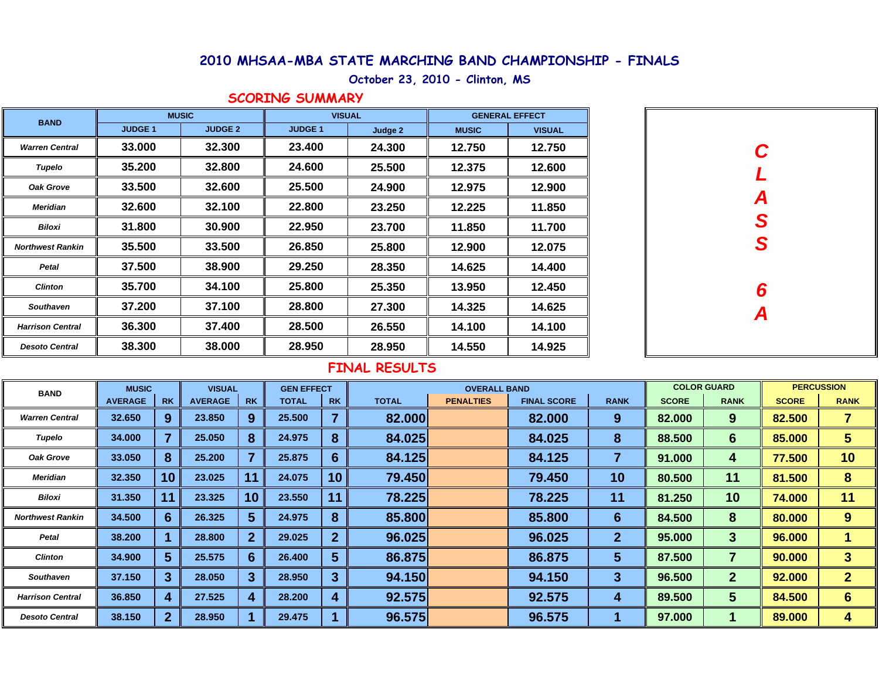# 2010 MHSAA-MBA STATE MARCHING BAND CHAMPIONSHIP - FINALS

October 23, 2010 - Clinton, MS

## SCORING SUMMARY

**CLASS 6A**

| BAND | MUSIC | | VISUAL | | GENERAL EFFECT | |
|---|---|---|---|---|---|---|
| | JUDGE 1 | JUDGE 2 | JUDGE 1 | Judge 2 | MUSIC | VISUAL |
| Warren Central | 33.000 | 32.300 | 23.400 | 24.300 | 12.750 | 12.750 |
| Tupelo | 35.200 | 32.800 | 24.600 | 25.500 | 12.375 | 12.600 |
| Oak Grove | 33.500 | 32.600 | 25.500 | 24.900 | 12.975 | 12.900 |
| Meridian | 32.600 | 32.100 | 22.800 | 23.250 | 12.225 | 11.850 |
| Biloxi | 31.800 | 30.900 | 22.950 | 23.700 | 11.850 | 11.700 |
| Northwest Rankin | 35.500 | 33.500 | 26.850 | 25.800 | 12.900 | 12.075 |
| Petal | 37.500 | 38.900 | 29.250 | 28.350 | 14.625 | 14.400 |
| Clinton | 35.700 | 34.100 | 25.800 | 25.350 | 13.950 | 12.450 |
| Southaven | 37.200 | 37.100 | 28.800 | 27.300 | 14.325 | 14.625 |
| Harrison Central | 36.300 | 37.400 | 28.500 | 26.550 | 14.100 | 14.100 |
| Desoto Central | 38.300 | 38.000 | 28.950 | 28.950 | 14.550 | 14.925 |

## FINAL RESULTS

| BAND | MUSIC | | VISUAL | | GEN EFFECT | | OVERALL BAND | | | | COLOR GUARD | | PERCUSSION | |
|---|---|---|---|---|---|---|---|---|---|---|---|---|---|---|
| | AVERAGE | RK | AVERAGE | RK | TOTAL | RK | TOTAL | PENALTIES | FINAL SCORE | RANK | SCORE | RANK | SCORE | RANK |
| Warren Central | 32.650 | 9 | 23.850 | 9 | 25.500 | 7 | 82.000 | | 82.000 | 9 | 82.000 | 9 | 82.500 | 7 |
| Tupelo | 34.000 | 7 | 25.050 | 8 | 24.975 | 8 | 84.025 | | 84.025 | 8 | 88.500 | 6 | 85.000 | 5 |
| Oak Grove | 33.050 | 8 | 25.200 | 7 | 25.875 | 6 | 84.125 | | 84.125 | 7 | 91.000 | 4 | 77.500 | 10 |
| Meridian | 32.350 | 10 | 23.025 | 11 | 24.075 | 10 | 79.450 | | 79.450 | 10 | 80.500 | 11 | 81.500 | 8 |
| Biloxi | 31.350 | 11 | 23.325 | 10 | 23.550 | 11 | 78.225 | | 78.225 | 11 | 81.250 | 10 | 74.000 | 11 |
| Northwest Rankin | 34.500 | 6 | 26.325 | 5 | 24.975 | 8 | 85.800 | | 85.800 | 6 | 84.500 | 8 | 80.000 | 9 |
| Petal | 38.200 | 1 | 28.800 | 2 | 29.025 | 2 | 96.025 | | 96.025 | 2 | 95.000 | 3 | 96.000 | 1 |
| Clinton | 34.900 | 5 | 25.575 | 6 | 26.400 | 5 | 86.875 | | 86.875 | 5 | 87.500 | 7 | 90.000 | 3 |
| Southaven | 37.150 | 3 | 28.050 | 3 | 28.950 | 3 | 94.150 | | 94.150 | 3 | 96.500 | 2 | 92.000 | 2 |
| Harrison Central | 36.850 | 4 | 27.525 | 4 | 28.200 | 4 | 92.575 | | 92.575 | 4 | 89.500 | 5 | 84.500 | 6 |
| Desoto Central | 38.150 | 2 | 28.950 | 1 | 29.475 | 1 | 96.575 | | 96.575 | 1 | 97.000 | 1 | 89.000 | 4 |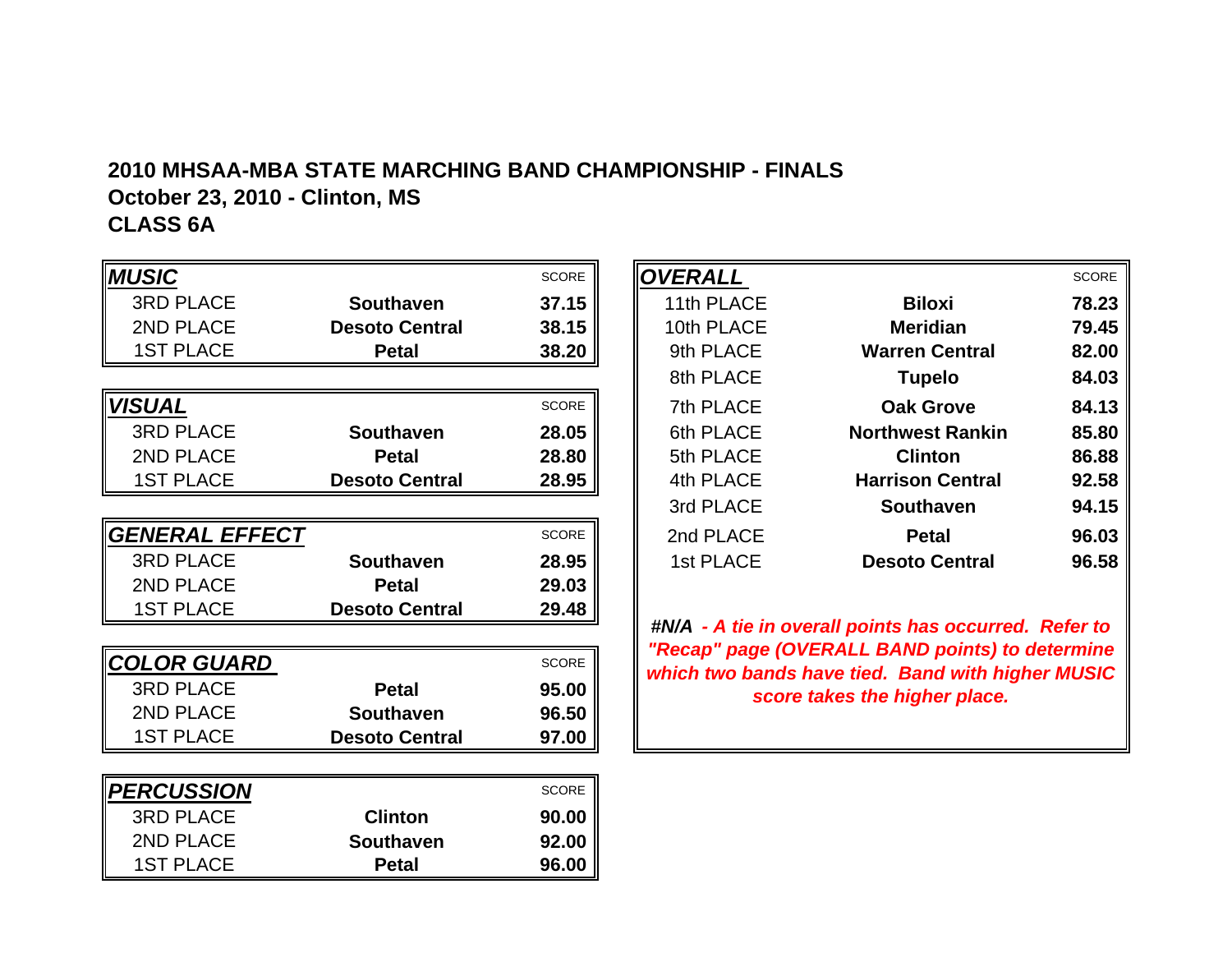**2010 MHSAA-MBA STATE MARCHING BAND CHAMPIONSHIP - FINALS**
**October 23, 2010 - Clinton, MS**
**CLASS 6A**

| ***MUSIC*** | | SCORE |
|---|---|---|
| 3RD PLACE | **Southaven** | **37.15** |
| 2ND PLACE | **Desoto Central** | **38.15** |
| 1ST PLACE | **Petal** | **38.20** |

| ***VISUAL*** | | SCORE |
|---|---|---|
| 3RD PLACE | **Southaven** | **28.05** |
| 2ND PLACE | **Petal** | **28.80** |
| 1ST PLACE | **Desoto Central** | **28.95** |

| ***GENERAL EFFECT*** | | SCORE |
|---|---|---|
| 3RD PLACE | **Southaven** | **28.95** |
| 2ND PLACE | **Petal** | **29.03** |
| 1ST PLACE | **Desoto Central** | **29.48** |

| ***COLOR GUARD*** | | SCORE |
|---|---|---|
| 3RD PLACE | **Petal** | **95.00** |
| 2ND PLACE | **Southaven** | **96.50** |
| 1ST PLACE | **Desoto Central** | **97.00** |

| ***PERCUSSION*** | | SCORE |
|---|---|---|
| 3RD PLACE | **Clinton** | **90.00** |
| 2ND PLACE | **Southaven** | **92.00** |
| 1ST PLACE | **Petal** | **96.00** |

| ***OVERALL*** | | SCORE |
|---|---|---|
| 11th PLACE | **Biloxi** | **78.23** |
| 10th PLACE | **Meridian** | **79.45** |
| 9th PLACE | **Warren Central** | **82.00** |
| 8th PLACE | **Tupelo** | **84.03** |
| 7th PLACE | **Oak Grove** | **84.13** |
| 6th PLACE | **Northwest Rankin** | **85.80** |
| 5th PLACE | **Clinton** | **86.88** |
| 4th PLACE | **Harrison Central** | **92.58** |
| 3rd PLACE | **Southaven** | **94.15** |
| 2nd PLACE | **Petal** | **96.03** |
| 1st PLACE | **Desoto Central** | **96.58** |

***#N/A - A tie in overall points has occurred. Refer to "Recap" page (OVERALL BAND points) to determine which two bands have tied. Band with higher MUSIC score takes the higher place.***